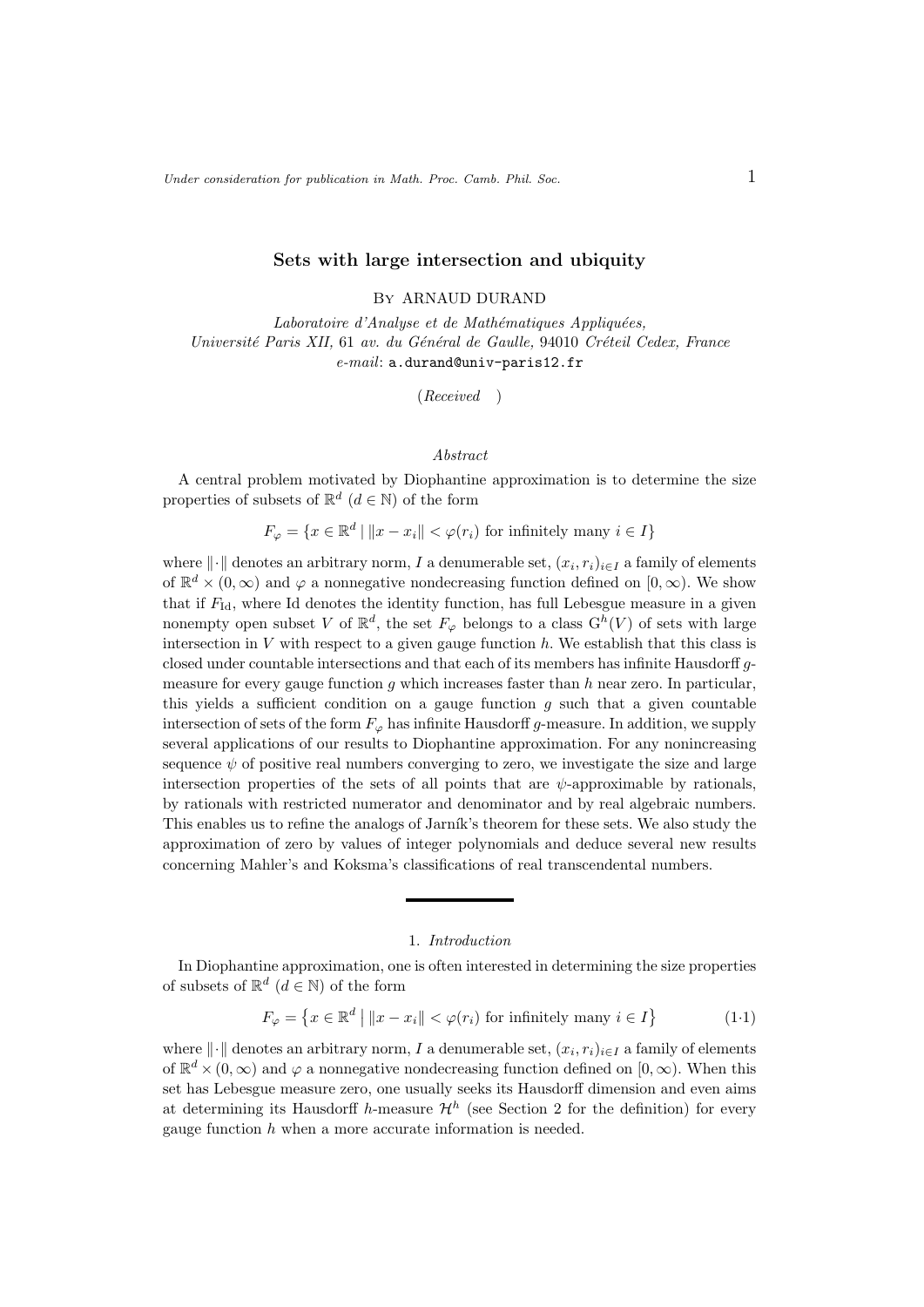# Sets with large intersection and ubiquity

By ARNAUD DURAND

*Laboratoire d'Analyse et de Mathématiques Appliquées,*
*Université Paris XII, 61 av. du Général de Gaulle, 94010 Créteil Cedex, France*
*e-mail*: a.durand@univ-paris12.fr

(*Received* )

*Abstract*

A central problem motivated by Diophantine approximation is to determine the size properties of subsets of $\mathbb{R}^d$ ($d \in \mathbb{N}$) of the form

$$F_\varphi = \{x \in \mathbb{R}^d \mid \|x - x_i\| < \varphi(r_i) \text{ for infinitely many } i \in I\}$$

where $\|\cdot\|$ denotes an arbitrary norm, $I$ a denumerable set, $(x_i, r_i)_{i\in I}$ a family of elements of $\mathbb{R}^d \times (0, \infty)$ and $\varphi$ a nonnegative nondecreasing function defined on $[0, \infty)$. We show that if $F_{\mathrm{Id}}$, where Id denotes the identity function, has full Lebesgue measure in a given nonempty open subset $V$ of $\mathbb{R}^d$, the set $F_\varphi$ belongs to a class $\mathrm{G}^h(V)$ of sets with large intersection in $V$ with respect to a given gauge function $h$. We establish that this class is closed under countable intersections and that each of its members has infinite Hausdorff $g$-measure for every gauge function $g$ which increases faster than $h$ near zero. In particular, this yields a sufficient condition on a gauge function $g$ such that a given countable intersection of sets of the form $F_\varphi$ has infinite Hausdorff $g$-measure. In addition, we supply several applications of our results to Diophantine approximation. For any nonincreasing sequence $\psi$ of positive real numbers converging to zero, we investigate the size and large intersection properties of the sets of all points that are $\psi$-approximable by rationals, by rationals with restricted numerator and denominator and by real algebraic numbers. This enables us to refine the analogs of Jarník's theorem for these sets. We also study the approximation of zero by values of integer polynomials and deduce several new results concerning Mahler's and Koksma's classifications of real transcendental numbers.

## 1. *Introduction*

In Diophantine approximation, one is often interested in determining the size properties of subsets of $\mathbb{R}^d$ ($d \in \mathbb{N}$) of the form

$$F_\varphi = \left\{x \in \mathbb{R}^d \mid \|x - x_i\| < \varphi(r_i) \text{ for infinitely many } i \in I\right\} \tag{1·1}$$

where $\|\cdot\|$ denotes an arbitrary norm, $I$ a denumerable set, $(x_i, r_i)_{i\in I}$ a family of elements of $\mathbb{R}^d \times (0, \infty)$ and $\varphi$ a nonnegative nondecreasing function defined on $[0, \infty)$. When this set has Lebesgue measure zero, one usually seeks its Hausdorff dimension and even aims at determining its Hausdorff $h$-measure $\mathcal{H}^h$ (see Section 2 for the definition) for every gauge function $h$ when a more accurate information is needed.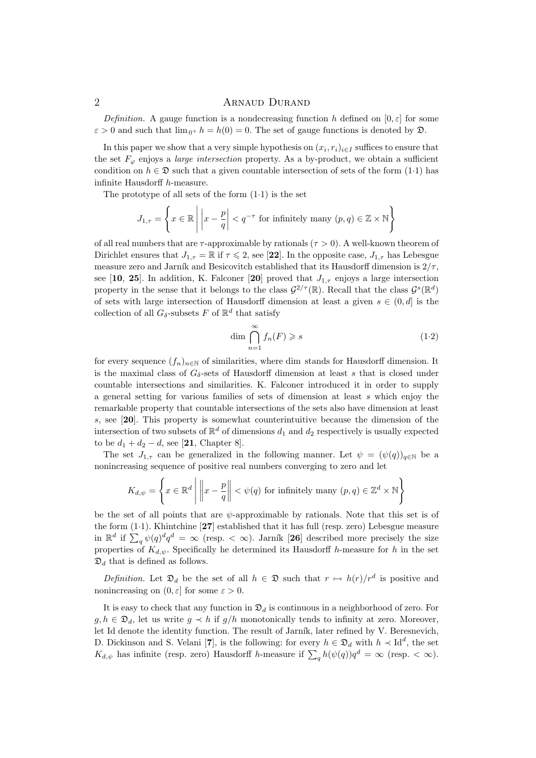*Definition.* A gauge function is a nondecreasing function $h$ defined on $[0, \varepsilon]$ for some $\varepsilon > 0$ and such that $\lim_{0^+} h = h(0) = 0$. The set of gauge functions is denoted by $\mathfrak{D}$.

In this paper we show that a very simple hypothesis on $(x_i, r_i)_{i \in I}$ suffices to ensure that the set $F_\varphi$ enjoys a *large intersection* property. As a by-product, we obtain a sufficient condition on $h \in \mathfrak{D}$ such that a given countable intersection of sets of the form (1·1) has infinite Hausdorff $h$-measure.

The prototype of all sets of the form (1·1) is the set

$$J_{1,\tau} = \left\{ x \in \mathbb{R} \;\middle|\; \left| x - \frac{p}{q} \right| < q^{-\tau} \text{ for infinitely many } (p, q) \in \mathbb{Z} \times \mathbb{N} \right\}$$

of all real numbers that are $\tau$-approximable by rationals ($\tau > 0$). A well-known theorem of Dirichlet ensures that $J_{1,\tau} = \mathbb{R}$ if $\tau \leqslant 2$, see [**22**]. In the opposite case, $J_{1,\tau}$ has Lebesgue measure zero and Jarník and Besicovitch established that its Hausdorff dimension is $2/\tau$, see [**10**, **25**]. In addition, K. Falconer [**20**] proved that $J_{1,\tau}$ enjoys a large intersection property in the sense that it belongs to the class $\mathcal{G}^{2/\tau}(\mathbb{R})$. Recall that the class $\mathcal{G}^s(\mathbb{R}^d)$ of sets with large intersection of Hausdorff dimension at least a given $s \in (0, d]$ is the collection of all $G_\delta$-subsets $F$ of $\mathbb{R}^d$ that satisfy

$$\dim \bigcap_{n=1}^{\infty} f_n(F) \geqslant s \tag{1·2}$$

for every sequence $(f_n)_{n \in \mathbb{N}}$ of similarities, where dim stands for Hausdorff dimension. It is the maximal class of $G_\delta$-sets of Hausdorff dimension at least $s$ that is closed under countable intersections and similarities. K. Falconer introduced it in order to supply a general setting for various families of sets of dimension at least $s$ which enjoy the remarkable property that countable intersections of the sets also have dimension at least $s$, see [**20**]. This property is somewhat counterintuitive because the dimension of the intersection of two subsets of $\mathbb{R}^d$ of dimensions $d_1$ and $d_2$ respectively is usually expected to be $d_1 + d_2 - d$, see [**21**, Chapter 8].

The set $J_{1,\tau}$ can be generalized in the following manner. Let $\psi = (\psi(q))_{q \in \mathbb{N}}$ be a nonincreasing sequence of positive real numbers converging to zero and let

$$K_{d,\psi} = \left\{ x \in \mathbb{R}^d \;\middle|\; \left\| x - \frac{p}{q} \right\| < \psi(q) \text{ for infinitely many } (p, q) \in \mathbb{Z}^d \times \mathbb{N} \right\}$$

be the set of all points that are $\psi$-approximable by rationals. Note that this set is of the form (1·1). Khintchine [**27**] established that it has full (resp. zero) Lebesgue measure in $\mathbb{R}^d$ if $\sum_q \psi(q)^d q^d = \infty$ (resp. $< \infty$). Jarník [**26**] described more precisely the size properties of $K_{d,\psi}$. Specifically he determined its Hausdorff $h$-measure for $h$ in the set $\mathfrak{D}_d$ that is defined as follows.

*Definition.* Let $\mathfrak{D}_d$ be the set of all $h \in \mathfrak{D}$ such that $r \mapsto h(r)/r^d$ is positive and nonincreasing on $(0, \varepsilon]$ for some $\varepsilon > 0$.

It is easy to check that any function in $\mathfrak{D}_d$ is continuous in a neighborhood of zero. For $g, h \in \mathfrak{D}_d$, let us write $g \prec h$ if $g/h$ monotonically tends to infinity at zero. Moreover, let Id denote the identity function. The result of Jarník, later refined by V. Beresnevich, D. Dickinson and S. Velani [**7**], is the following: for every $h \in \mathfrak{D}_d$ with $h \prec \mathrm{Id}^d$, the set $K_{d,\psi}$ has infinite (resp. zero) Hausdorff $h$-measure if $\sum_q h(\psi(q)) q^d = \infty$ (resp. $< \infty$).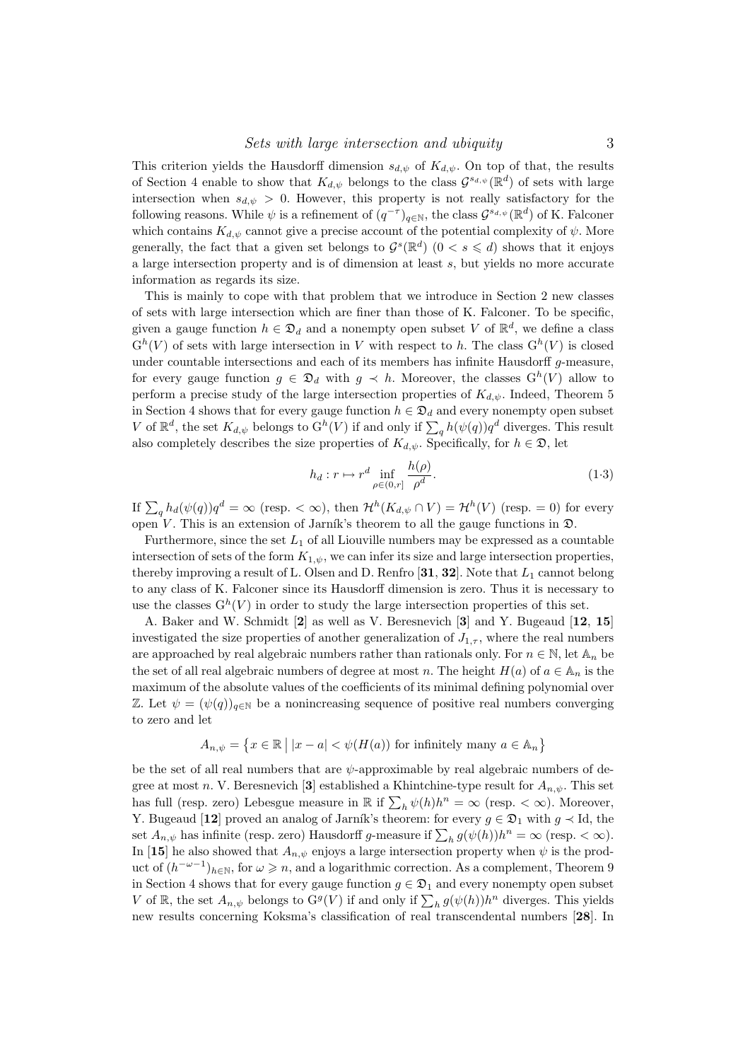This criterion yields the Hausdorff dimension $s_{d,\psi}$ of $K_{d,\psi}$. On top of that, the results of Section 4 enable to show that $K_{d,\psi}$ belongs to the class $\mathcal{G}^{s_{d,\psi}}(\mathbb{R}^d)$ of sets with large intersection when $s_{d,\psi} > 0$. However, this property is not really satisfactory for the following reasons. While $\psi$ is a refinement of $(q^{-\tau})_{q\in\mathbb{N}}$, the class $\mathcal{G}^{s_{d,\psi}}(\mathbb{R}^d)$ of K. Falconer which contains $K_{d,\psi}$ cannot give a precise account of the potential complexity of $\psi$. More generally, the fact that a given set belongs to $\mathcal{G}^s(\mathbb{R}^d)$ $(0 < s \leqslant d)$ shows that it enjoys a large intersection property and is of dimension at least $s$, but yields no more accurate information as regards its size.

This is mainly to cope with that problem that we introduce in Section 2 new classes of sets with large intersection which are finer than those of K. Falconer. To be specific, given a gauge function $h \in \mathfrak{D}_d$ and a nonempty open subset $V$ of $\mathbb{R}^d$, we define a class $\mathrm{G}^h(V)$ of sets with large intersection in $V$ with respect to $h$. The class $\mathrm{G}^h(V)$ is closed under countable intersections and each of its members has infinite Hausdorff $g$-measure, for every gauge function $g \in \mathfrak{D}_d$ with $g \prec h$. Moreover, the classes $\mathrm{G}^h(V)$ allow to perform a precise study of the large intersection properties of $K_{d,\psi}$. Indeed, Theorem 5 in Section 4 shows that for every gauge function $h \in \mathfrak{D}_d$ and every nonempty open subset $V$ of $\mathbb{R}^d$, the set $K_{d,\psi}$ belongs to $\mathrm{G}^h(V)$ if and only if $\sum_q h(\psi(q))q^d$ diverges. This result also completely describes the size properties of $K_{d,\psi}$. Specifically, for $h \in \mathfrak{D}$, let

$$h_d : r \mapsto r^d \inf_{\rho\in(0,r]} \frac{h(\rho)}{\rho^d}. \tag{1·3}$$

If $\sum_q h_d(\psi(q))q^d = \infty$ (resp. $< \infty$), then $\mathcal{H}^h(K_{d,\psi} \cap V) = \mathcal{H}^h(V)$ (resp. $= 0$) for every open $V$. This is an extension of Jarník's theorem to all the gauge functions in $\mathfrak{D}$.

Furthermore, since the set $L_1$ of all Liouville numbers may be expressed as a countable intersection of sets of the form $K_{1,\psi}$, we can infer its size and large intersection properties, thereby improving a result of L. Olsen and D. Renfro [**31**, **32**]. Note that $L_1$ cannot belong to any class of K. Falconer since its Hausdorff dimension is zero. Thus it is necessary to use the classes $\mathrm{G}^h(V)$ in order to study the large intersection properties of this set.

A. Baker and W. Schmidt [**2**] as well as V. Beresnevich [**3**] and Y. Bugeaud [**12**, **15**] investigated the size properties of another generalization of $J_{1,\tau}$, where the real numbers are approached by real algebraic numbers rather than rationals only. For $n \in \mathbb{N}$, let $\mathbb{A}_n$ be the set of all real algebraic numbers of degree at most $n$. The height $H(a)$ of $a \in \mathbb{A}_n$ is the maximum of the absolute values of the coefficients of its minimal defining polynomial over $\mathbb{Z}$. Let $\psi = (\psi(q))_{q\in\mathbb{N}}$ be a nonincreasing sequence of positive real numbers converging to zero and let

$$A_{n,\psi} = \left\{ x \in \mathbb{R} \;\middle|\; |x - a| < \psi(H(a)) \text{ for infinitely many } a \in \mathbb{A}_n \right\}$$

be the set of all real numbers that are $\psi$-approximable by real algebraic numbers of degree at most $n$. V. Beresnevich [**3**] established a Khintchine-type result for $A_{n,\psi}$. This set has full (resp. zero) Lebesgue measure in $\mathbb{R}$ if $\sum_h \psi(h)h^n = \infty$ (resp. $< \infty$). Moreover, Y. Bugeaud [**12**] proved an analog of Jarník's theorem: for every $g \in \mathfrak{D}_1$ with $g \prec \mathrm{Id}$, the set $A_{n,\psi}$ has infinite (resp. zero) Hausdorff $g$-measure if $\sum_h g(\psi(h))h^n = \infty$ (resp. $< \infty$). In [**15**] he also showed that $A_{n,\psi}$ enjoys a large intersection property when $\psi$ is the product of $(h^{-\omega-1})_{h\in\mathbb{N}}$, for $\omega \geqslant n$, and a logarithmic correction. As a complement, Theorem 9 in Section 4 shows that for every gauge function $g \in \mathfrak{D}_1$ and every nonempty open subset $V$ of $\mathbb{R}$, the set $A_{n,\psi}$ belongs to $\mathrm{G}^g(V)$ if and only if $\sum_h g(\psi(h))h^n$ diverges. This yields new results concerning Koksma's classification of real transcendental numbers [**28**]. In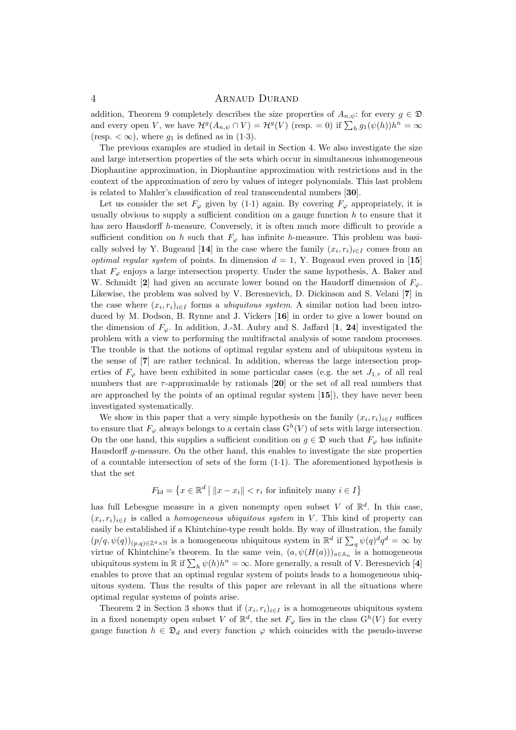addition, Theorem 9 completely describes the size properties of $A_{n,\psi}$: for every $g \in \mathfrak{D}$ and every open $V$, we have $\mathcal{H}^g(A_{n,\psi} \cap V) = \mathcal{H}^g(V)$ (resp. $= 0$) if $\sum_h g_1(\psi(h))h^n = \infty$ (resp. $< \infty$), where $g_1$ is defined as in (1·3).

The previous examples are studied in detail in Section 4. We also investigate the size and large intersection properties of the sets which occur in simultaneous inhomogeneous Diophantine approximation, in Diophantine approximation with restrictions and in the context of the approximation of zero by values of integer polynomials. This last problem is related to Mahler's classification of real transcendental numbers [**30**].

Let us consider the set $F_\varphi$ given by (1·1) again. By covering $F_\varphi$ appropriately, it is usually obvious to supply a sufficient condition on a gauge function $h$ to ensure that it has zero Hausdorff $h$-measure. Conversely, it is often much more difficult to provide a sufficient condition on $h$ such that $F_\varphi$ has infinite $h$-measure. This problem was basically solved by Y. Bugeaud [**14**] in the case where the family $(x_i, r_i)_{i\in I}$ comes from an *optimal regular system* of points. In dimension $d = 1$, Y. Bugeaud even proved in [**15**] that $F_\varphi$ enjoys a large intersection property. Under the same hypothesis, A. Baker and W. Schmidt [**2**] had given an accurate lower bound on the Haudorff dimension of $F_\varphi$. Likewise, the problem was solved by V. Beresnevich, D. Dickinson and S. Velani [**7**] in the case where $(x_i, r_i)_{i\in I}$ forms a *ubiquitous system*. A similar notion had been introduced by M. Dodson, B. Rynne and J. Vickers [**16**] in order to give a lower bound on the dimension of $F_\varphi$. In addition, J.-M. Aubry and S. Jaffard [**1**, **24**] investigated the problem with a view to performing the multifractal analysis of some random processes. The trouble is that the notions of optimal regular system and of ubiquitous system in the sense of [**7**] are rather technical. In addition, whereas the large intersection properties of $F_\varphi$ have been exhibited in some particular cases (e.g. the set $J_{1,\tau}$ of all real numbers that are $\tau$-approximable by rationals [**20**] or the set of all real numbers that are approached by the points of an optimal regular system [**15**]), they have never been investigated systematically.

We show in this paper that a very simple hypothesis on the family $(x_i, r_i)_{i\in I}$ suffices to ensure that $F_\varphi$ always belongs to a certain class $\mathrm{G}^h(V)$ of sets with large intersection. On the one hand, this supplies a sufficient condition on $g \in \mathfrak{D}$ such that $F_\varphi$ has infinite Hausdorff $g$-measure. On the other hand, this enables to investigate the size properties of a countable intersection of sets of the form (1·1). The aforementioned hypothesis is that the set

$$F_{\mathrm{Id}} = \left\{ x \in \mathbb{R}^d \mid \|x - x_i\| < r_i \text{ for infinitely many } i \in I \right\}$$

has full Lebesgue measure in a given nonempty open subset $V$ of $\mathbb{R}^d$. In this case, $(x_i, r_i)_{i\in I}$ is called a *homogeneous ubiquitous system* in $V$. This kind of property can easily be established if a Khintchine-type result holds. By way of illustration, the family $(p/q, \psi(q))_{(p,q)\in\mathbb{Z}^d\times\mathbb{N}}$ is a homogeneous ubiquitous system in $\mathbb{R}^d$ if $\sum_q \psi(q)^d q^d = \infty$ by virtue of Khintchine's theorem. In the same vein, $(a, \psi(H(a)))_{a\in\mathbb{A}_n}$ is a homogeneous ubiquitous system in $\mathbb{R}$ if $\sum_h \psi(h)h^n = \infty$. More generally, a result of V. Beresnevich [**4**] enables to prove that an optimal regular system of points leads to a homogeneous ubiquitous system. Thus the results of this paper are relevant in all the situations where optimal regular systems of points arise.

Theorem 2 in Section 3 shows that if $(x_i, r_i)_{i\in I}$ is a homogeneous ubiquitous system in a fixed nonempty open subset $V$ of $\mathbb{R}^d$, the set $F_\varphi$ lies in the class $\mathrm{G}^h(V)$ for every gauge function $h \in \mathfrak{D}_d$ and every function $\varphi$ which coincides with the pseudo-inverse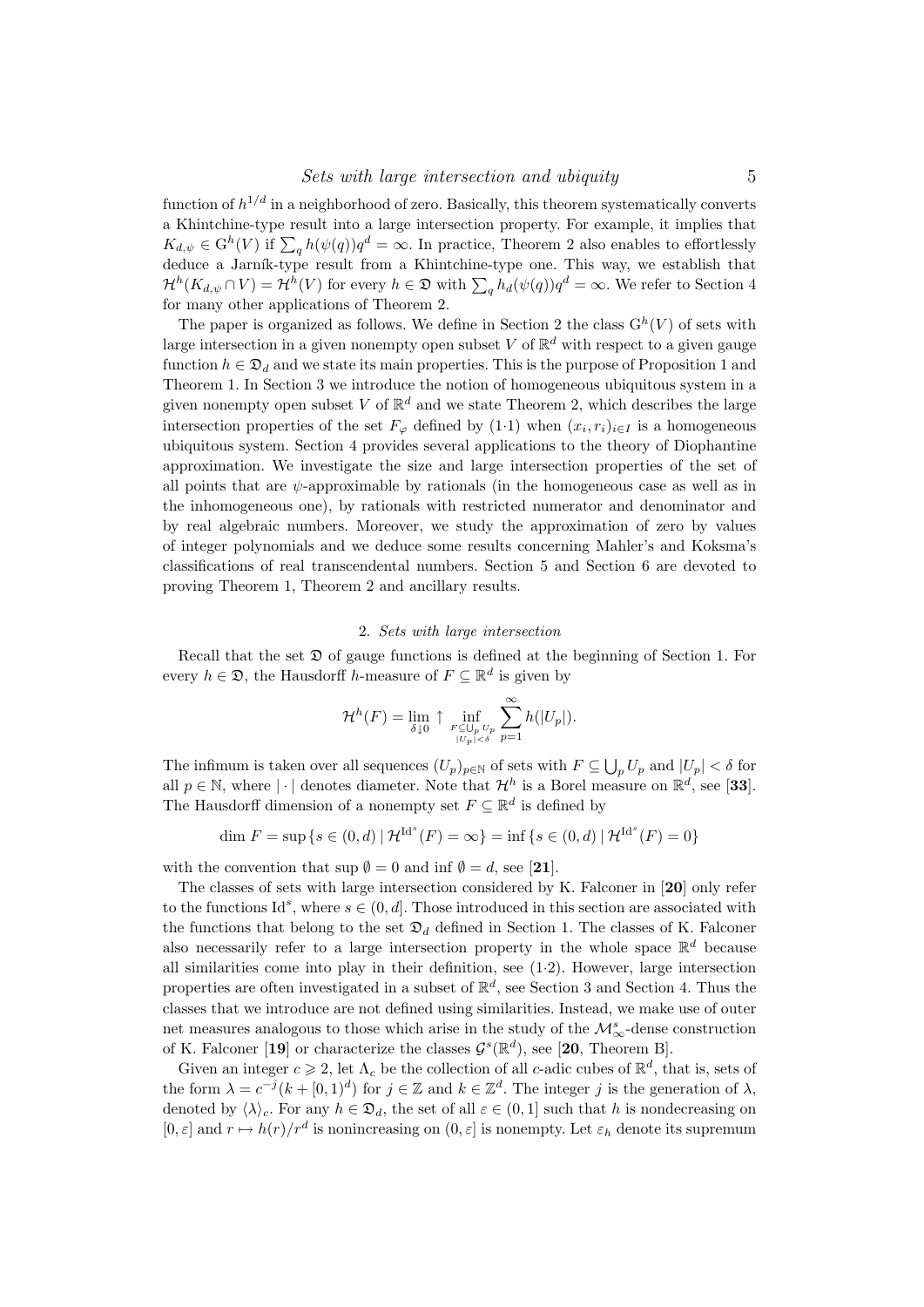function of $h^{1/d}$ in a neighborhood of zero. Basically, this theorem systematically converts a Khintchine-type result into a large intersection property. For example, it implies that $K_{d,\psi} \in \mathrm{G}^h(V)$ if $\sum_q h(\psi(q))q^d = \infty$. In practice, Theorem 2 also enables to effortlessly deduce a Jarník-type result from a Khintchine-type one. This way, we establish that $\mathcal{H}^h(K_{d,\psi} \cap V) = \mathcal{H}^h(V)$ for every $h \in \mathfrak{D}$ with $\sum_q h_d(\psi(q))q^d = \infty$. We refer to Section 4 for many other applications of Theorem 2.

The paper is organized as follows. We define in Section 2 the class $\mathrm{G}^h(V)$ of sets with large intersection in a given nonempty open subset $V$ of $\mathbb{R}^d$ with respect to a given gauge function $h \in \mathfrak{D}_d$ and we state its main properties. This is the purpose of Proposition 1 and Theorem 1. In Section 3 we introduce the notion of homogeneous ubiquitous system in a given nonempty open subset $V$ of $\mathbb{R}^d$ and we state Theorem 2, which describes the large intersection properties of the set $F_\varphi$ defined by (1·1) when $(x_i, r_i)_{i \in I}$ is a homogeneous ubiquitous system. Section 4 provides several applications to the theory of Diophantine approximation. We investigate the size and large intersection properties of the set of all points that are $\psi$-approximable by rationals (in the homogeneous case as well as in the inhomogeneous one), by rationals with restricted numerator and denominator and by real algebraic numbers. Moreover, we study the approximation of zero by values of integer polynomials and we deduce some results concerning Mahler's and Koksma's classifications of real transcendental numbers. Section 5 and Section 6 are devoted to proving Theorem 1, Theorem 2 and ancillary results.

## 2. *Sets with large intersection*

Recall that the set $\mathfrak{D}$ of gauge functions is defined at the beginning of Section 1. For every $h \in \mathfrak{D}$, the Hausdorff $h$-measure of $F \subseteq \mathbb{R}^d$ is given by

$$\mathcal{H}^h(F) = \lim_{\delta \downarrow 0} \uparrow \inf_{\substack{F \subseteq \bigcup_p U_p \\ |U_p| < \delta}} \sum_{p=1}^{\infty} h(|U_p|).$$

The infimum is taken over all sequences $(U_p)_{p \in \mathbb{N}}$ of sets with $F \subseteq \bigcup_p U_p$ and $|U_p| < \delta$ for all $p \in \mathbb{N}$, where $|\cdot|$ denotes diameter. Note that $\mathcal{H}^h$ is a Borel measure on $\mathbb{R}^d$, see [**33**]. The Hausdorff dimension of a nonempty set $F \subseteq \mathbb{R}^d$ is defined by

$$\dim F = \sup\{s \in (0,d) \mid \mathcal{H}^{\mathrm{Id}^s}(F) = \infty\} = \inf\{s \in (0,d) \mid \mathcal{H}^{\mathrm{Id}^s}(F) = 0\}$$

with the convention that $\sup \emptyset = 0$ and $\inf \emptyset = d$, see [**21**].

The classes of sets with large intersection considered by K. Falconer in [**20**] only refer to the functions $\mathrm{Id}^s$, where $s \in (0, d]$. Those introduced in this section are associated with the functions that belong to the set $\mathfrak{D}_d$ defined in Section 1. The classes of K. Falconer also necessarily refer to a large intersection property in the whole space $\mathbb{R}^d$ because all similarities come into play in their definition, see (1·2). However, large intersection properties are often investigated in a subset of $\mathbb{R}^d$, see Section 3 and Section 4. Thus the classes that we introduce are not defined using similarities. Instead, we make use of outer net measures analogous to those which arise in the study of the $\mathcal{M}^s_\infty$-dense construction of K. Falconer [**19**] or characterize the classes $\mathcal{G}^s(\mathbb{R}^d)$, see [**20**, Theorem B].

Given an integer $c \geqslant 2$, let $\Lambda_c$ be the collection of all $c$-adic cubes of $\mathbb{R}^d$, that is, sets of the form $\lambda = c^{-j}(k + [0,1)^d)$ for $j \in \mathbb{Z}$ and $k \in \mathbb{Z}^d$. The integer $j$ is the generation of $\lambda$, denoted by $\langle\lambda\rangle_c$. For any $h \in \mathfrak{D}_d$, the set of all $\varepsilon \in (0,1]$ such that $h$ is nondecreasing on $[0,\varepsilon]$ and $r \mapsto h(r)/r^d$ is nonincreasing on $(0,\varepsilon]$ is nonempty. Let $\varepsilon_h$ denote its supremum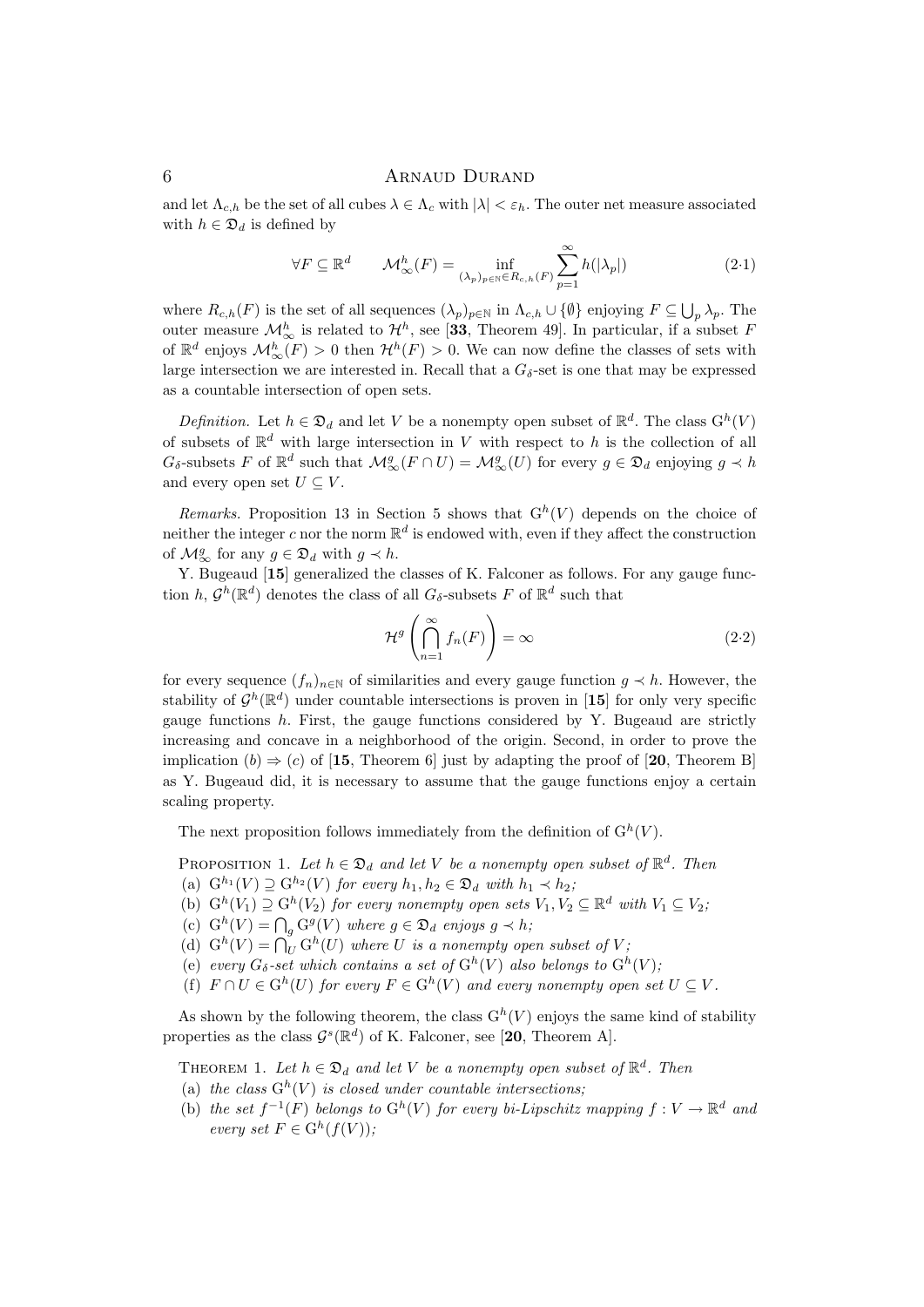and let $\Lambda_{c,h}$ be the set of all cubes $\lambda \in \Lambda_c$ with $|\lambda| < \varepsilon_h$. The outer net measure associated with $h \in \mathfrak{D}_d$ is defined by

$$\forall F \subseteq \mathbb{R}^d \qquad \mathcal{M}^h_\infty(F) = \inf_{(\lambda_p)_{p\in\mathbb{N}} \in R_{c,h}(F)} \sum_{p=1}^{\infty} h(|\lambda_p|) \tag{2·1}$$

where $R_{c,h}(F)$ is the set of all sequences $(\lambda_p)_{p\in\mathbb{N}}$ in $\Lambda_{c,h} \cup \{\emptyset\}$ enjoying $F \subseteq \bigcup_p \lambda_p$. The outer measure $\mathcal{M}^h_\infty$ is related to $\mathcal{H}^h$, see [**33**, Theorem 49]. In particular, if a subset $F$ of $\mathbb{R}^d$ enjoys $\mathcal{M}^h_\infty(F) > 0$ then $\mathcal{H}^h(F) > 0$. We can now define the classes of sets with large intersection we are interested in. Recall that a $G_\delta$-set is one that may be expressed as a countable intersection of open sets.

*Definition.* Let $h \in \mathfrak{D}_d$ and let $V$ be a nonempty open subset of $\mathbb{R}^d$. The class $\mathrm{G}^h(V)$ of subsets of $\mathbb{R}^d$ with large intersection in $V$ with respect to $h$ is the collection of all $G_\delta$-subsets $F$ of $\mathbb{R}^d$ such that $\mathcal{M}^g_\infty(F \cap U) = \mathcal{M}^g_\infty(U)$ for every $g \in \mathfrak{D}_d$ enjoying $g \prec h$ and every open set $U \subseteq V$.

*Remarks.* Proposition 13 in Section 5 shows that $\mathrm{G}^h(V)$ depends on the choice of neither the integer $c$ nor the norm $\mathbb{R}^d$ is endowed with, even if they affect the construction of $\mathcal{M}^g_\infty$ for any $g \in \mathfrak{D}_d$ with $g \prec h$.

Y. Bugeaud [**15**] generalized the classes of K. Falconer as follows. For any gauge function $h$, $\mathcal{G}^h(\mathbb{R}^d)$ denotes the class of all $G_\delta$-subsets $F$ of $\mathbb{R}^d$ such that

$$\mathcal{H}^g\left(\bigcap_{n=1}^{\infty} f_n(F)\right) = \infty \tag{2·2}$$

for every sequence $(f_n)_{n\in\mathbb{N}}$ of similarities and every gauge function $g \prec h$. However, the stability of $\mathcal{G}^h(\mathbb{R}^d)$ under countable intersections is proven in [**15**] for only very specific gauge functions $h$. First, the gauge functions considered by Y. Bugeaud are strictly increasing and concave in a neighborhood of the origin. Second, in order to prove the implication $(b) \Rightarrow (c)$ of [**15**, Theorem 6] just by adapting the proof of [**20**, Theorem B] as Y. Bugeaud did, it is necessary to assume that the gauge functions enjoy a certain scaling property.

The next proposition follows immediately from the definition of $\mathrm{G}^h(V)$.

Proposition 1. *Let $h \in \mathfrak{D}_d$ and let $V$ be a nonempty open subset of $\mathbb{R}^d$. Then*
(a) *$\mathrm{G}^{h_1}(V) \supseteq \mathrm{G}^{h_2}(V)$ for every $h_1, h_2 \in \mathfrak{D}_d$ with $h_1 \prec h_2$;*
(b) *$\mathrm{G}^h(V_1) \supseteq \mathrm{G}^h(V_2)$ for every nonempty open sets $V_1, V_2 \subseteq \mathbb{R}^d$ with $V_1 \subseteq V_2$;*
(c) *$\mathrm{G}^h(V) = \bigcap_g \mathrm{G}^g(V)$ where $g \in \mathfrak{D}_d$ enjoys $g \prec h$;*
(d) *$\mathrm{G}^h(V) = \bigcap_U \mathrm{G}^h(U)$ where $U$ is a nonempty open subset of $V$;*
(e) *every $G_\delta$-set which contains a set of $\mathrm{G}^h(V)$ also belongs to $\mathrm{G}^h(V)$;*
(f) *$F \cap U \in \mathrm{G}^h(U)$ for every $F \in \mathrm{G}^h(V)$ and every nonempty open set $U \subseteq V$.*

As shown by the following theorem, the class $\mathrm{G}^h(V)$ enjoys the same kind of stability properties as the class $\mathcal{G}^s(\mathbb{R}^d)$ of K. Falconer, see [**20**, Theorem A].

Theorem 1. *Let $h \in \mathfrak{D}_d$ and let $V$ be a nonempty open subset of $\mathbb{R}^d$. Then*
(a) *the class $\mathrm{G}^h(V)$ is closed under countable intersections;*
(b) *the set $f^{-1}(F)$ belongs to $\mathrm{G}^h(V)$ for every bi-Lipschitz mapping $f : V \to \mathbb{R}^d$ and every set $F \in \mathrm{G}^h(f(V))$;*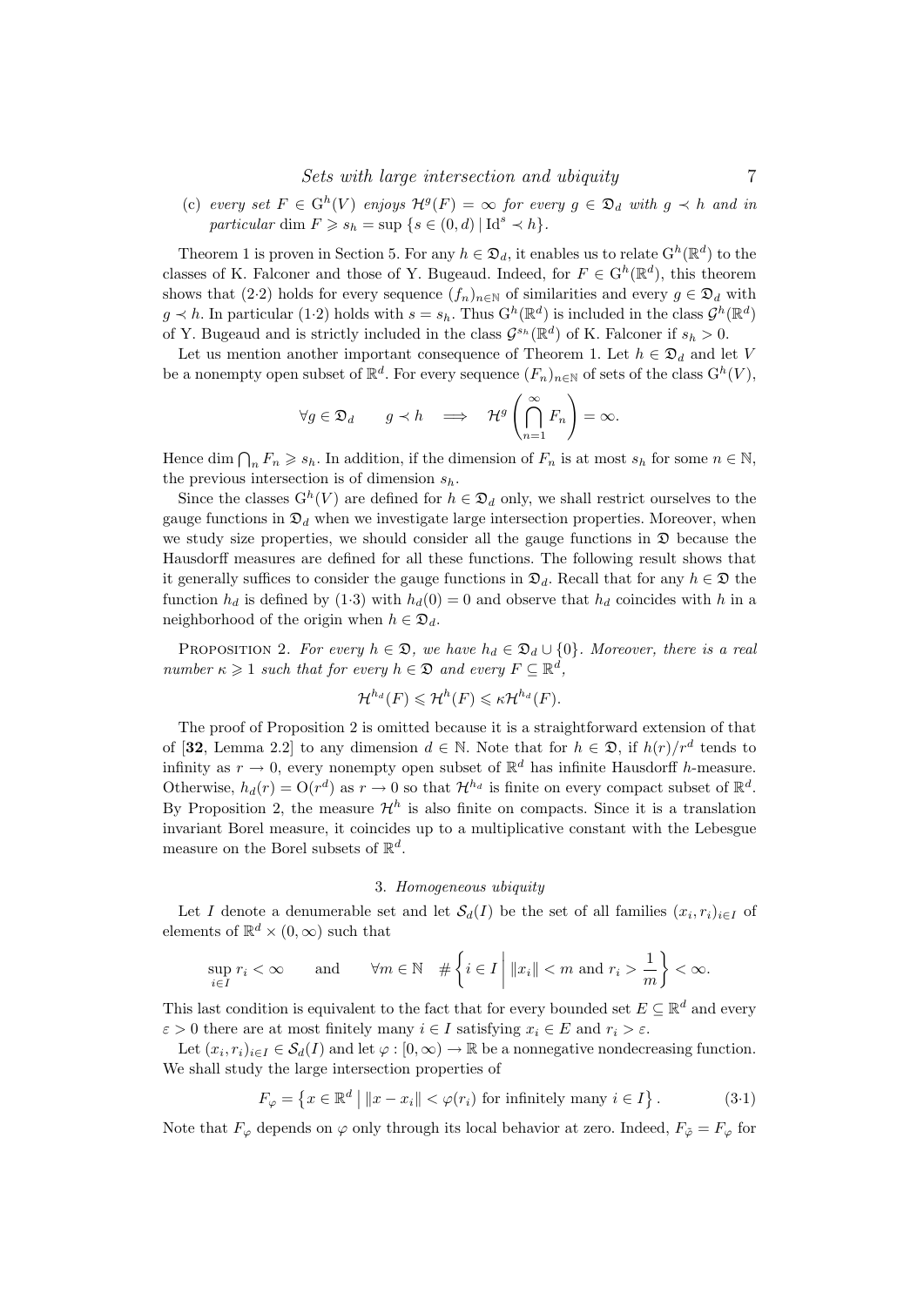(c) *every set* $F \in \mathrm{G}^h(V)$ *enjoys* $\mathcal{H}^g(F) = \infty$ *for every* $g \in \mathfrak{D}_d$ *with* $g \prec h$ *and in particular* $\dim F \geqslant s_h = \sup\{s \in (0,d) \mid \mathrm{Id}^s \prec h\}$.

Theorem 1 is proven in Section 5. For any $h \in \mathfrak{D}_d$, it enables us to relate $\mathrm{G}^h(\mathbb{R}^d)$ to the classes of K. Falconer and those of Y. Bugeaud. Indeed, for $F \in \mathrm{G}^h(\mathbb{R}^d)$, this theorem shows that (2·2) holds for every sequence $(f_n)_{n\in\mathbb{N}}$ of similarities and every $g \in \mathfrak{D}_d$ with $g \prec h$. In particular (1·2) holds with $s = s_h$. Thus $\mathrm{G}^h(\mathbb{R}^d)$ is included in the class $\mathcal{G}^h(\mathbb{R}^d)$ of Y. Bugeaud and is strictly included in the class $\mathcal{G}^{s_h}(\mathbb{R}^d)$ of K. Falconer if $s_h > 0$.

Let us mention another important consequence of Theorem 1. Let $h \in \mathfrak{D}_d$ and let $V$ be a nonempty open subset of $\mathbb{R}^d$. For every sequence $(F_n)_{n\in\mathbb{N}}$ of sets of the class $\mathrm{G}^h(V)$,

$$\forall g \in \mathfrak{D}_d \qquad g \prec h \quad \Longrightarrow \quad \mathcal{H}^g\left(\bigcap_{n=1}^{\infty} F_n\right) = \infty.$$

Hence $\dim \bigcap_n F_n \geqslant s_h$. In addition, if the dimension of $F_n$ is at most $s_h$ for some $n \in \mathbb{N}$, the previous intersection is of dimension $s_h$.

Since the classes $\mathrm{G}^h(V)$ are defined for $h \in \mathfrak{D}_d$ only, we shall restrict ourselves to the gauge functions in $\mathfrak{D}_d$ when we investigate large intersection properties. Moreover, when we study size properties, we should consider all the gauge functions in $\mathfrak{D}$ because the Hausdorff measures are defined for all these functions. The following result shows that it generally suffices to consider the gauge functions in $\mathfrak{D}_d$. Recall that for any $h \in \mathfrak{D}$ the function $h_d$ is defined by (1·3) with $h_d(0) = 0$ and observe that $h_d$ coincides with $h$ in a neighborhood of the origin when $h \in \mathfrak{D}_d$.

PROPOSITION 2. *For every* $h \in \mathfrak{D}$, *we have* $h_d \in \mathfrak{D}_d \cup \{0\}$. *Moreover, there is a real number* $\kappa \geqslant 1$ *such that for every* $h \in \mathfrak{D}$ *and every* $F \subseteq \mathbb{R}^d$,

$$\mathcal{H}^{h_d}(F) \leqslant \mathcal{H}^h(F) \leqslant \kappa \mathcal{H}^{h_d}(F).$$

The proof of Proposition 2 is omitted because it is a straightforward extension of that of [**32**, Lemma 2.2] to any dimension $d \in \mathbb{N}$. Note that for $h \in \mathfrak{D}$, if $h(r)/r^d$ tends to infinity as $r \to 0$, every nonempty open subset of $\mathbb{R}^d$ has infinite Hausdorff $h$-measure. Otherwise, $h_d(r) = \mathrm{O}(r^d)$ as $r \to 0$ so that $\mathcal{H}^{h_d}$ is finite on every compact subset of $\mathbb{R}^d$. By Proposition 2, the measure $\mathcal{H}^h$ is also finite on compacts. Since it is a translation invariant Borel measure, it coincides up to a multiplicative constant with the Lebesgue measure on the Borel subsets of $\mathbb{R}^d$.

## 3. *Homogeneous ubiquity*

Let $I$ denote a denumerable set and let $\mathcal{S}_d(I)$ be the set of all families $(x_i, r_i)_{i\in I}$ of elements of $\mathbb{R}^d \times (0,\infty)$ such that

$$\sup_{i\in I} r_i < \infty \qquad \text{and} \qquad \forall m \in \mathbb{N} \quad \#\left\{ i \in I \;\middle|\; \|x_i\| < m \text{ and } r_i > \frac{1}{m} \right\} < \infty.$$

This last condition is equivalent to the fact that for every bounded set $E \subseteq \mathbb{R}^d$ and every $\varepsilon > 0$ there are at most finitely many $i \in I$ satisfying $x_i \in E$ and $r_i > \varepsilon$.

Let $(x_i, r_i)_{i\in I} \in \mathcal{S}_d(I)$ and let $\varphi : [0,\infty) \to \mathbb{R}$ be a nonnegative nondecreasing function. We shall study the large intersection properties of

$$F_\varphi = \left\{ x \in \mathbb{R}^d \;\middle|\; \|x - x_i\| < \varphi(r_i) \text{ for infinitely many } i \in I \right\}. \tag{3·1}$$

Note that $F_\varphi$ depends on $\varphi$ only through its local behavior at zero. Indeed, $F_{\tilde{\varphi}} = F_\varphi$ for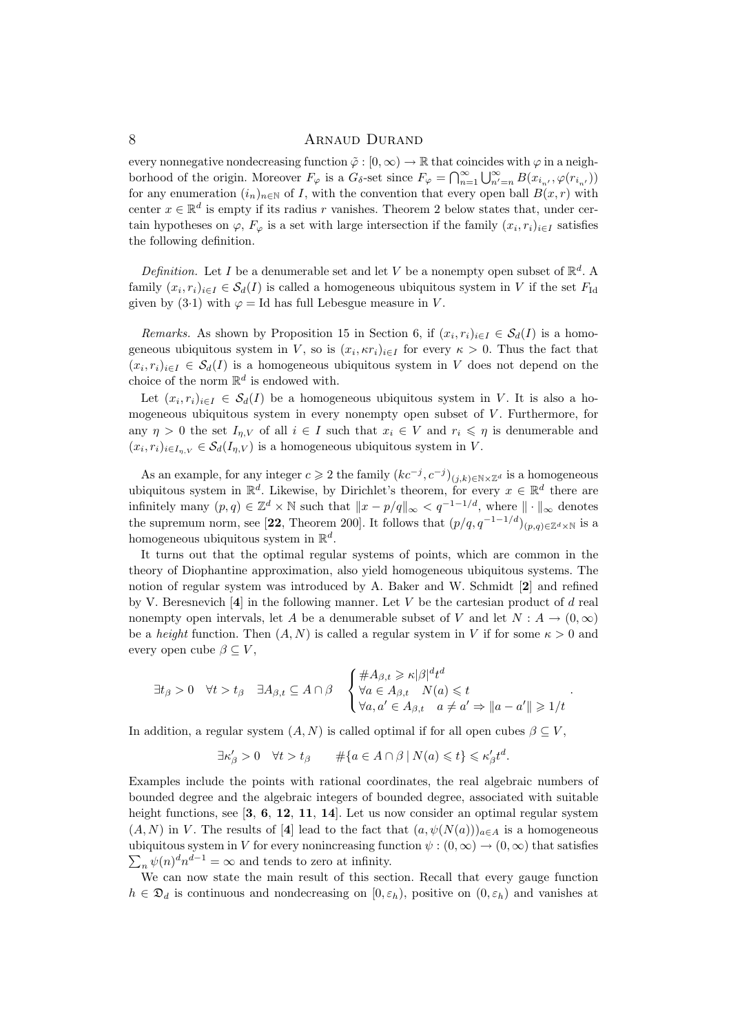every nonnegative nondecreasing function $\tilde{\varphi} : [0, \infty) \to \mathbb{R}$ that coincides with $\varphi$ in a neighborhood of the origin. Moreover $F_\varphi$ is a $G_\delta$-set since $F_\varphi = \bigcap_{n=1}^{\infty} \bigcup_{n'=n}^{\infty} B(x_{i_{n'}}, \varphi(r_{i_{n'}}))$ for any enumeration $(i_n)_{n \in \mathbb{N}}$ of $I$, with the convention that every open ball $B(x, r)$ with center $x \in \mathbb{R}^d$ is empty if its radius $r$ vanishes. Theorem 2 below states that, under certain hypotheses on $\varphi$, $F_\varphi$ is a set with large intersection if the family $(x_i, r_i)_{i \in I}$ satisfies the following definition.

*Definition.* Let $I$ be a denumerable set and let $V$ be a nonempty open subset of $\mathbb{R}^d$. A family $(x_i, r_i)_{i \in I} \in \mathcal{S}_d(I)$ is called a homogeneous ubiquitous system in $V$ if the set $F_{\mathrm{Id}}$ given by (3·1) with $\varphi = \mathrm{Id}$ has full Lebesgue measure in $V$.

*Remarks.* As shown by Proposition 15 in Section 6, if $(x_i, r_i)_{i \in I} \in \mathcal{S}_d(I)$ is a homogeneous ubiquitous system in $V$, so is $(x_i, \kappa r_i)_{i \in I}$ for every $\kappa > 0$. Thus the fact that $(x_i, r_i)_{i \in I} \in \mathcal{S}_d(I)$ is a homogeneous ubiquitous system in $V$ does not depend on the choice of the norm $\mathbb{R}^d$ is endowed with.

Let $(x_i, r_i)_{i \in I} \in \mathcal{S}_d(I)$ be a homogeneous ubiquitous system in $V$. It is also a homogeneous ubiquitous system in every nonempty open subset of $V$. Furthermore, for any $\eta > 0$ the set $I_{\eta,V}$ of all $i \in I$ such that $x_i \in V$ and $r_i \leqslant \eta$ is denumerable and $(x_i, r_i)_{i \in I_{\eta,V}} \in \mathcal{S}_d(I_{\eta,V})$ is a homogeneous ubiquitous system in $V$.

As an example, for any integer $c \geqslant 2$ the family $(kc^{-j}, c^{-j})_{(j,k) \in \mathbb{N} \times \mathbb{Z}^d}$ is a homogeneous ubiquitous system in $\mathbb{R}^d$. Likewise, by Dirichlet's theorem, for every $x \in \mathbb{R}^d$ there are infinitely many $(p, q) \in \mathbb{Z}^d \times \mathbb{N}$ such that $\|x - p/q\|_\infty < q^{-1-1/d}$, where $\| \cdot \|_\infty$ denotes the supremum norm, see [**22**, Theorem 200]. It follows that $(p/q, q^{-1-1/d})_{(p,q) \in \mathbb{Z}^d \times \mathbb{N}}$ is a homogeneous ubiquitous system in $\mathbb{R}^d$.

It turns out that the optimal regular systems of points, which are common in the theory of Diophantine approximation, also yield homogeneous ubiquitous systems. The notion of regular system was introduced by A. Baker and W. Schmidt [**2**] and refined by V. Beresnevich [**4**] in the following manner. Let $V$ be the cartesian product of $d$ real nonempty open intervals, let $A$ be a denumerable subset of $V$ and let $N : A \to (0, \infty)$ be a *height* function. Then $(A, N)$ is called a regular system in $V$ if for some $\kappa > 0$ and every open cube $\beta \subseteq V$,

$$\exists t_\beta > 0 \quad \forall t > t_\beta \quad \exists A_{\beta,t} \subseteq A \cap \beta \quad \begin{cases} \# A_{\beta,t} \geqslant \kappa |\beta|^d t^d \\ \forall a \in A_{\beta,t} \quad N(a) \leqslant t \\ \forall a, a' \in A_{\beta,t} \quad a \neq a' \Rightarrow \|a - a'\| \geqslant 1/t \end{cases}.$$

In addition, a regular system $(A, N)$ is called optimal if for all open cubes $\beta \subseteq V$,

$$\exists \kappa'_\beta > 0 \quad \forall t > t_\beta \qquad \#\{a \in A \cap \beta \mid N(a) \leqslant t\} \leqslant \kappa'_\beta t^d.$$

Examples include the points with rational coordinates, the real algebraic numbers of bounded degree and the algebraic integers of bounded degree, associated with suitable height functions, see [**3**, **6**, **12**, **11**, **14**]. Let us now consider an optimal regular system $(A, N)$ in $V$. The results of [**4**] lead to the fact that $(a, \psi(N(a)))_{a \in A}$ is a homogeneous ubiquitous system in $V$ for every nonincreasing function $\psi : (0, \infty) \to (0, \infty)$ that satisfies $\sum_n \psi(n)^d n^{d-1} = \infty$ and tends to zero at infinity.

We can now state the main result of this section. Recall that every gauge function $h \in \mathfrak{D}_d$ is continuous and nondecreasing on $[0, \varepsilon_h)$, positive on $(0, \varepsilon_h)$ and vanishes at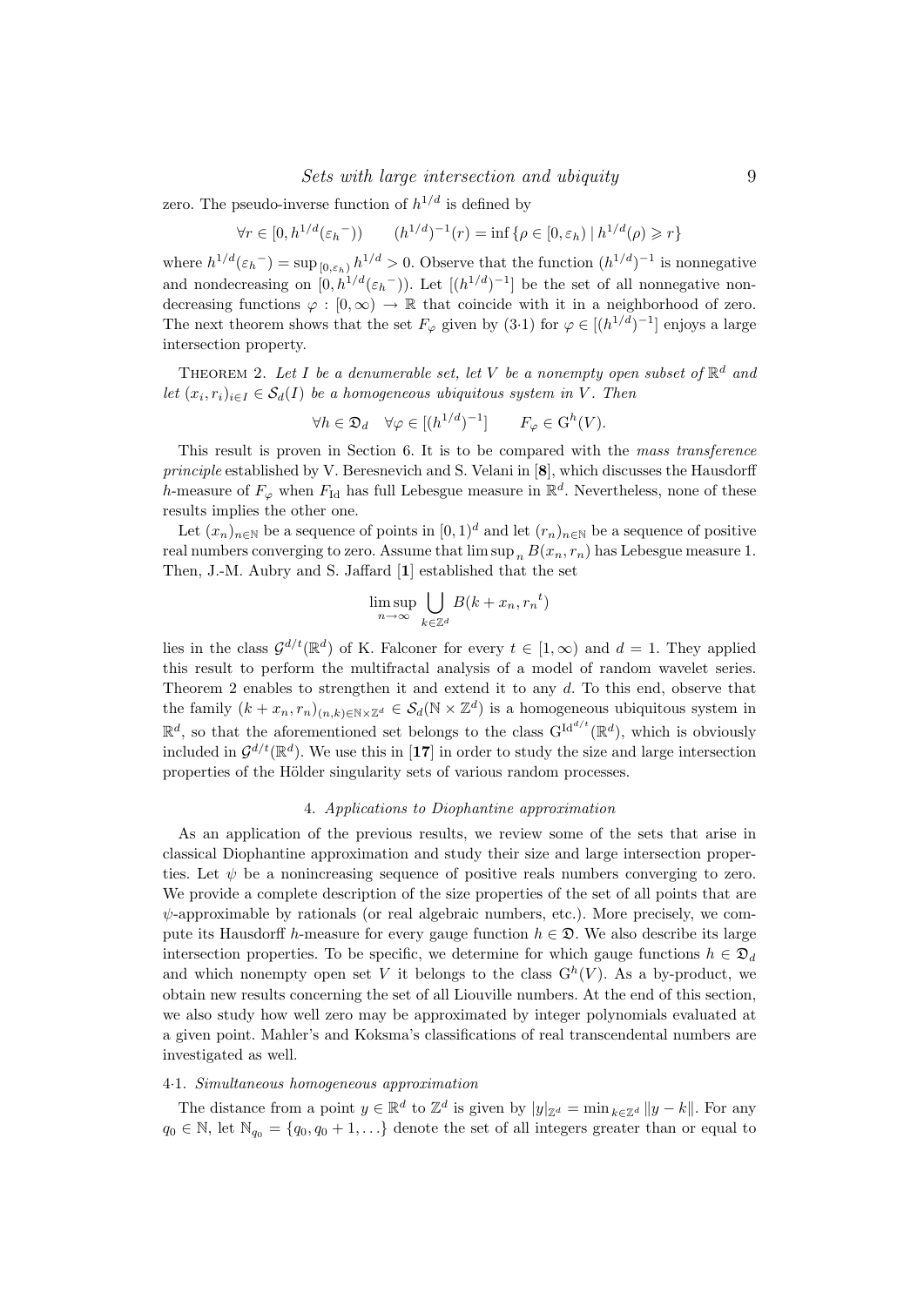zero. The pseudo-inverse function of $h^{1/d}$ is defined by

$$\forall r \in [0, h^{1/d}(\varepsilon_h{}^-)) \qquad (h^{1/d})^{-1}(r) = \inf\{\rho \in [0, \varepsilon_h) \mid h^{1/d}(\rho) \geqslant r\}$$

where $h^{1/d}(\varepsilon_h{}^-) = \sup_{[0,\varepsilon_h)} h^{1/d} > 0$. Observe that the function $(h^{1/d})^{-1}$ is nonnegative and nondecreasing on $[0, h^{1/d}(\varepsilon_h{}^-))$. Let $[(h^{1/d})^{-1}]$ be the set of all nonnegative nondecreasing functions $\varphi : [0, \infty) \to \mathbb{R}$ that coincide with it in a neighborhood of zero. The next theorem shows that the set $F_\varphi$ given by (3·1) for $\varphi \in [(h^{1/d})^{-1}]$ enjoys a large intersection property.

THEOREM 2. *Let $I$ be a denumerable set, let $V$ be a nonempty open subset of $\mathbb{R}^d$ and let $(x_i, r_i)_{i\in I} \in \mathcal{S}_d(I)$ be a homogeneous ubiquitous system in $V$. Then*

$$\forall h \in \mathfrak{D}_d \quad \forall \varphi \in [(h^{1/d})^{-1}] \qquad F_\varphi \in \mathrm{G}^h(V).$$

This result is proven in Section 6. It is to be compared with the *mass transference principle* established by V. Beresnevich and S. Velani in [**8**], which discusses the Hausdorff $h$-measure of $F_\varphi$ when $F_{\mathrm{Id}}$ has full Lebesgue measure in $\mathbb{R}^d$. Nevertheless, none of these results implies the other one.

Let $(x_n)_{n\in\mathbb{N}}$ be a sequence of points in $[0,1)^d$ and let $(r_n)_{n\in\mathbb{N}}$ be a sequence of positive real numbers converging to zero. Assume that $\limsup_n B(x_n, r_n)$ has Lebesgue measure 1. Then, J.-M. Aubry and S. Jaffard [**1**] established that the set

$$\limsup_{n\to\infty} \bigcup_{k\in\mathbb{Z}^d} B(k + x_n, r_n{}^t)$$

lies in the class $\mathcal{G}^{d/t}(\mathbb{R}^d)$ of K. Falconer for every $t \in [1, \infty)$ and $d = 1$. They applied this result to perform the multifractal analysis of a model of random wavelet series. Theorem 2 enables to strengthen it and extend it to any $d$. To this end, observe that the family $(k + x_n, r_n)_{(n,k)\in\mathbb{N}\times\mathbb{Z}^d} \in \mathcal{S}_d(\mathbb{N}\times\mathbb{Z}^d)$ is a homogeneous ubiquitous system in $\mathbb{R}^d$, so that the aforementioned set belongs to the class $\mathrm{G}^{\mathrm{Id}^{d/t}}(\mathbb{R}^d)$, which is obviously included in $\mathcal{G}^{d/t}(\mathbb{R}^d)$. We use this in [**17**] in order to study the size and large intersection properties of the Hölder singularity sets of various random processes.

## 4. *Applications to Diophantine approximation*

As an application of the previous results, we review some of the sets that arise in classical Diophantine approximation and study their size and large intersection properties. Let $\psi$ be a nonincreasing sequence of positive reals numbers converging to zero. We provide a complete description of the size properties of the set of all points that are $\psi$-approximable by rationals (or real algebraic numbers, etc.). More precisely, we compute its Hausdorff $h$-measure for every gauge function $h \in \mathfrak{D}$. We also describe its large intersection properties. To be specific, we determine for which gauge functions $h \in \mathfrak{D}_d$ and which nonempty open set $V$ it belongs to the class $\mathrm{G}^h(V)$. As a by-product, we obtain new results concerning the set of all Liouville numbers. At the end of this section, we also study how well zero may be approximated by integer polynomials evaluated at a given point. Mahler's and Koksma's classifications of real transcendental numbers are investigated as well.

### 4·1. *Simultaneous homogeneous approximation*

The distance from a point $y \in \mathbb{R}^d$ to $\mathbb{Z}^d$ is given by $|y|_{\mathbb{Z}^d} = \min_{k\in\mathbb{Z}^d} \|y - k\|$. For any $q_0 \in \mathbb{N}$, let $\mathbb{N}_{q_0} = \{q_0, q_0 + 1, \ldots\}$ denote the set of all integers greater than or equal to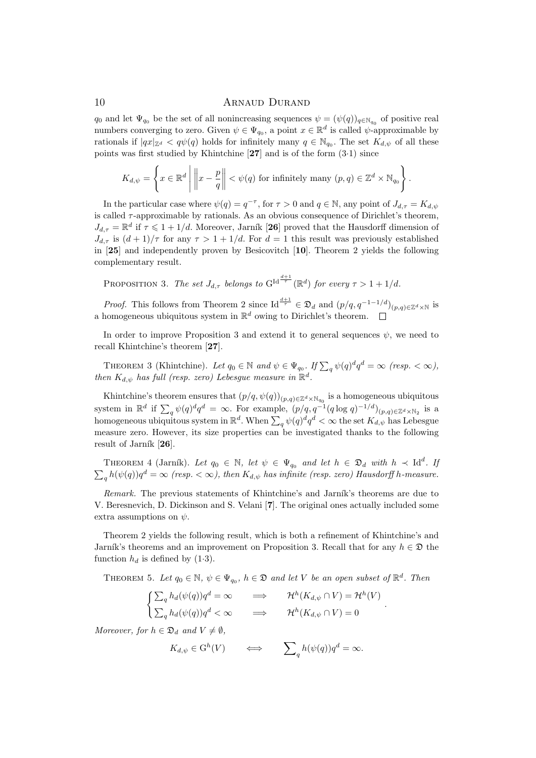$q_0$ and let $\Psi_{q_0}$ be the set of all nonincreasing sequences $\psi = (\psi(q))_{q \in \mathbb{N}_{q_0}}$ of positive real numbers converging to zero. Given $\psi \in \Psi_{q_0}$, a point $x \in \mathbb{R}^d$ is called $\psi$-approximable by rationals if $|qx|_{\mathbb{Z}^d} < q\psi(q)$ holds for infinitely many $q \in \mathbb{N}_{q_0}$. The set $K_{d,\psi}$ of all these points was first studied by Khintchine [**27**] and is of the form (3·1) since

$$K_{d,\psi} = \left\{ x \in \mathbb{R}^d \;\middle|\; \left\| x - \frac{p}{q} \right\| < \psi(q) \text{ for infinitely many } (p,q) \in \mathbb{Z}^d \times \mathbb{N}_{q_0} \right\}.$$

In the particular case where $\psi(q) = q^{-\tau}$, for $\tau > 0$ and $q \in \mathbb{N}$, any point of $J_{d,\tau} = K_{d,\psi}$ is called $\tau$-approximable by rationals. As an obvious consequence of Dirichlet's theorem, $J_{d,\tau} = \mathbb{R}^d$ if $\tau \leqslant 1 + 1/d$. Moreover, Jarník [**26**] proved that the Hausdorff dimension of $J_{d,\tau}$ is $(d+1)/\tau$ for any $\tau > 1 + 1/d$. For $d = 1$ this result was previously established in [**25**] and independently proven by Besicovitch [**10**]. Theorem 2 yields the following complementary result.

PROPOSITION 3. *The set $J_{d,\tau}$ belongs to $\mathrm{G}^{\mathrm{Id}^{\frac{d+1}{\tau}}}(\mathbb{R}^d)$ for every $\tau > 1 + 1/d$.*

*Proof.* This follows from Theorem 2 since $\mathrm{Id}^{\frac{d+1}{\tau}} \in \mathfrak{D}_d$ and $(p/q, q^{-1-1/d})_{(p,q) \in \mathbb{Z}^d \times \mathbb{N}}$ is a homogeneous ubiquitous system in $\mathbb{R}^d$ owing to Dirichlet's theorem. □

In order to improve Proposition 3 and extend it to general sequences $\psi$, we need to recall Khintchine's theorem [**27**].

THEOREM 3 (Khintchine). *Let $q_0 \in \mathbb{N}$ and $\psi \in \Psi_{q_0}$. If $\sum_q \psi(q)^d q^d = \infty$ (resp. $< \infty$), then $K_{d,\psi}$ has full (resp. zero) Lebesgue measure in $\mathbb{R}^d$.*

Khintchine's theorem ensures that $(p/q, \psi(q))_{(p,q) \in \mathbb{Z}^d \times \mathbb{N}_{q_0}}$ is a homogeneous ubiquitous system in $\mathbb{R}^d$ if $\sum_q \psi(q)^d q^d = \infty$. For example, $(p/q, q^{-1}(q \log q)^{-1/d})_{(p,q) \in \mathbb{Z}^d \times \mathbb{N}_2}$ is a homogeneous ubiquitous system in $\mathbb{R}^d$. When $\sum_q \psi(q)^d q^d < \infty$ the set $K_{d,\psi}$ has Lebesgue measure zero. However, its size properties can be investigated thanks to the following result of Jarník [**26**].

THEOREM 4 (Jarník). *Let $q_0 \in \mathbb{N}$, let $\psi \in \Psi_{q_0}$ and let $h \in \mathfrak{D}_d$ with $h \prec \mathrm{Id}^d$. If $\sum_q h(\psi(q)) q^d = \infty$ (resp. $< \infty$), then $K_{d,\psi}$ has infinite (resp. zero) Hausdorff $h$-measure.*

*Remark.* The previous statements of Khintchine's and Jarník's theorems are due to V. Beresnevich, D. Dickinson and S. Velani [**7**]. The original ones actually included some extra assumptions on $\psi$.

Theorem 2 yields the following result, which is both a refinement of Khintchine's and Jarník's theorems and an improvement on Proposition 3. Recall that for any $h \in \mathfrak{D}$ the function $h_d$ is defined by (1·3).

THEOREM 5. *Let $q_0 \in \mathbb{N}$, $\psi \in \Psi_{q_0}$, $h \in \mathfrak{D}$ and let $V$ be an open subset of $\mathbb{R}^d$. Then*

$$\begin{cases} \sum_q h_d(\psi(q)) q^d = \infty & \Longrightarrow \quad \mathcal{H}^h(K_{d,\psi} \cap V) = \mathcal{H}^h(V) \\ \sum_q h_d(\psi(q)) q^d < \infty & \Longrightarrow \quad \mathcal{H}^h(K_{d,\psi} \cap V) = 0 \end{cases}.$$

*Moreover, for $h \in \mathfrak{D}_d$ and $V \neq \emptyset$,*

$$K_{d,\psi} \in \mathrm{G}^h(V) \qquad \Longleftrightarrow \qquad \sum_q h(\psi(q)) q^d = \infty.$$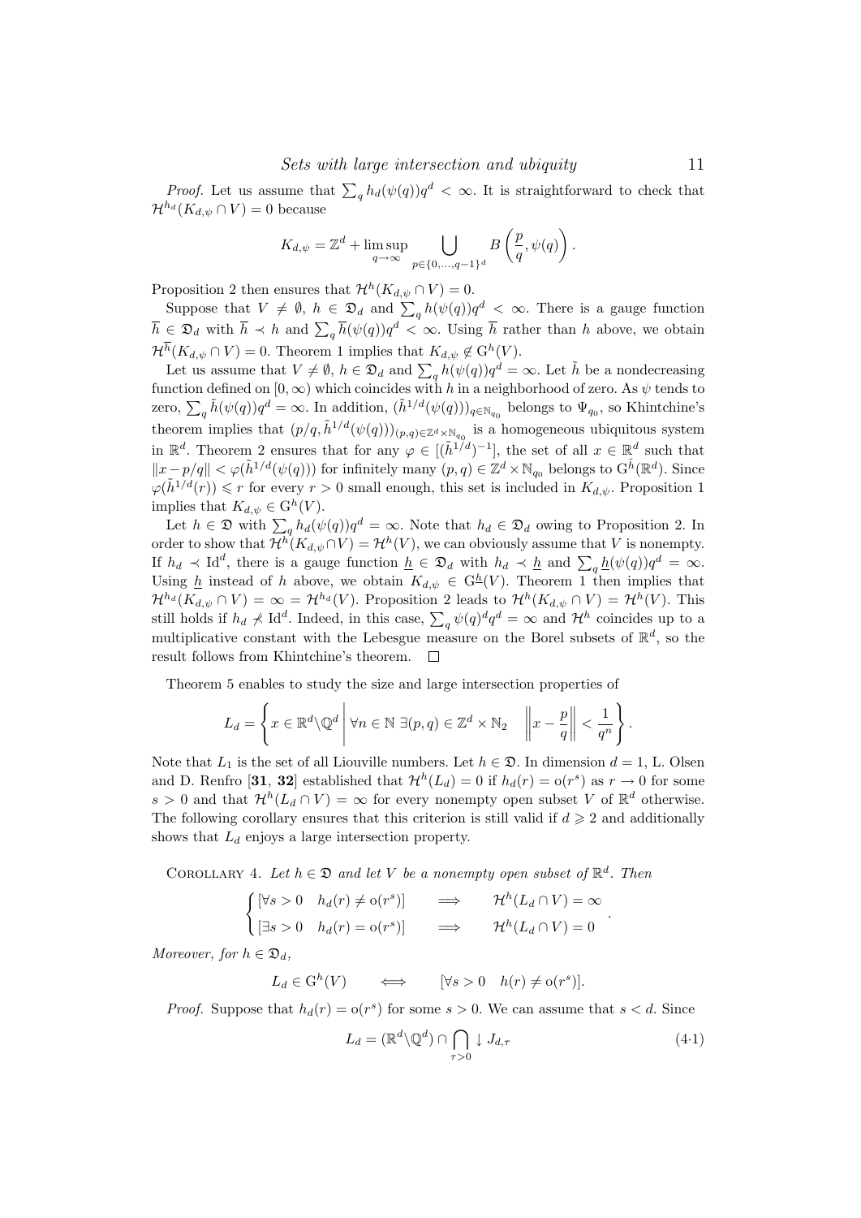*Proof.* Let us assume that $\sum_q h_d(\psi(q))q^d < \infty$. It is straightforward to check that $\mathcal{H}^{h_d}(K_{d,\psi} \cap V) = 0$ because

$$K_{d,\psi} = \mathbb{Z}^d + \limsup_{q\to\infty} \bigcup_{p\in\{0,\ldots,q-1\}^d} B\left(\frac{p}{q}, \psi(q)\right).$$

Proposition 2 then ensures that $\mathcal{H}^h(K_{d,\psi} \cap V) = 0$.

Suppose that $V \neq \emptyset$, $h \in \mathfrak{D}_d$ and $\sum_q h(\psi(q))q^d < \infty$. There is a gauge function $\overline{h} \in \mathfrak{D}_d$ with $\overline{h} \prec h$ and $\sum_q \overline{h}(\psi(q))q^d < \infty$. Using $\overline{h}$ rather than $h$ above, we obtain $\mathcal{H}^{\overline{h}}(K_{d,\psi} \cap V) = 0$. Theorem 1 implies that $K_{d,\psi} \notin \mathrm{G}^h(V)$.

Let us assume that $V \neq \emptyset$, $h \in \mathfrak{D}_d$ and $\sum_q h(\psi(q))q^d = \infty$. Let $\tilde{h}$ be a nondecreasing function defined on $[0,\infty)$ which coincides with $h$ in a neighborhood of zero. As $\psi$ tends to zero, $\sum_q \tilde{h}(\psi(q))q^d = \infty$. In addition, $(\tilde{h}^{1/d}(\psi(q)))_{q\in\mathbb{N}_{q_0}}$ belongs to $\Psi_{q_0}$, so Khintchine's theorem implies that $(p/q, \tilde{h}^{1/d}(\psi(q)))_{(p,q)\in\mathbb{Z}^d\times\mathbb{N}_{q_0}}$ is a homogeneous ubiquitous system in $\mathbb{R}^d$. Theorem 2 ensures that for any $\varphi \in [(\tilde{h}^{1/d})^{-1}]$, the set of all $x \in \mathbb{R}^d$ such that $\|x - p/q\| < \varphi(\tilde{h}^{1/d}(\psi(q)))$ for infinitely many $(p,q) \in \mathbb{Z}^d \times \mathbb{N}_{q_0}$ belongs to $\mathrm{G}^{\tilde{h}}(\mathbb{R}^d)$. Since $\varphi(\tilde{h}^{1/d}(r)) \leqslant r$ for every $r > 0$ small enough, this set is included in $K_{d,\psi}$. Proposition 1 implies that $K_{d,\psi} \in \mathrm{G}^h(V)$.

Let $h \in \mathfrak{D}$ with $\sum_q h_d(\psi(q))q^d = \infty$. Note that $h_d \in \mathfrak{D}_d$ owing to Proposition 2. In order to show that $\mathcal{H}^h(K_{d,\psi} \cap V) = \mathcal{H}^h(V)$, we can obviously assume that $V$ is nonempty. If $h_d \prec \mathrm{Id}^d$, there is a gauge function $\underline{h} \in \mathfrak{D}_d$ with $h_d \prec \underline{h}$ and $\sum_q \underline{h}(\psi(q))q^d = \infty$. Using $\underline{h}$ instead of $h$ above, we obtain $K_{d,\psi} \in \mathrm{G}^{\underline{h}}(V)$. Theorem 1 then implies that $\mathcal{H}^{h_d}(K_{d,\psi} \cap V) = \infty = \mathcal{H}^{h_d}(V)$. Proposition 2 leads to $\mathcal{H}^h(K_{d,\psi} \cap V) = \mathcal{H}^h(V)$. This still holds if $h_d \not\prec \mathrm{Id}^d$. Indeed, in this case, $\sum_q \psi(q)^d q^d = \infty$ and $\mathcal{H}^h$ coincides up to a multiplicative constant with the Lebesgue measure on the Borel subsets of $\mathbb{R}^d$, so the result follows from Khintchine's theorem. $\square$

Theorem 5 enables to study the size and large intersection properties of

$$L_d = \left\{ x \in \mathbb{R}^d \backslash \mathbb{Q}^d \;\middle|\; \forall n \in \mathbb{N}\ \exists (p,q) \in \mathbb{Z}^d \times \mathbb{N}_2 \quad \left\| x - \frac{p}{q} \right\| < \frac{1}{q^n} \right\}.$$

Note that $L_1$ is the set of all Liouville numbers. Let $h \in \mathfrak{D}$. In dimension $d = 1$, L. Olsen and D. Renfro [**31**, **32**] established that $\mathcal{H}^h(L_d) = 0$ if $h_d(r) = \mathrm{o}(r^s)$ as $r \to 0$ for some $s > 0$ and that $\mathcal{H}^h(L_d \cap V) = \infty$ for every nonempty open subset $V$ of $\mathbb{R}^d$ otherwise. The following corollary ensures that this criterion is still valid if $d \geqslant 2$ and additionally shows that $L_d$ enjoys a large intersection property.

COROLLARY 4. *Let $h \in \mathfrak{D}$ and let $V$ be a nonempty open subset of $\mathbb{R}^d$. Then*

$$\begin{cases} [\forall s > 0 \quad h_d(r) \neq \mathrm{o}(r^s)] & \Longrightarrow \quad \mathcal{H}^h(L_d \cap V) = \infty \\ [\exists s > 0 \quad h_d(r) = \mathrm{o}(r^s)] & \Longrightarrow \quad \mathcal{H}^h(L_d \cap V) = 0 \end{cases}.$$

*Moreover, for $h \in \mathfrak{D}_d$,*

$$L_d \in \mathrm{G}^h(V) \qquad \Longleftrightarrow \qquad [\forall s > 0 \quad h(r) \neq \mathrm{o}(r^s)].$$

*Proof.* Suppose that $h_d(r) = \mathrm{o}(r^s)$ for some $s > 0$. We can assume that $s < d$. Since

$$L_d = (\mathbb{R}^d \backslash \mathbb{Q}^d) \cap \bigcap_{\tau > 0} \downarrow J_{d,\tau} \tag{4·1}$$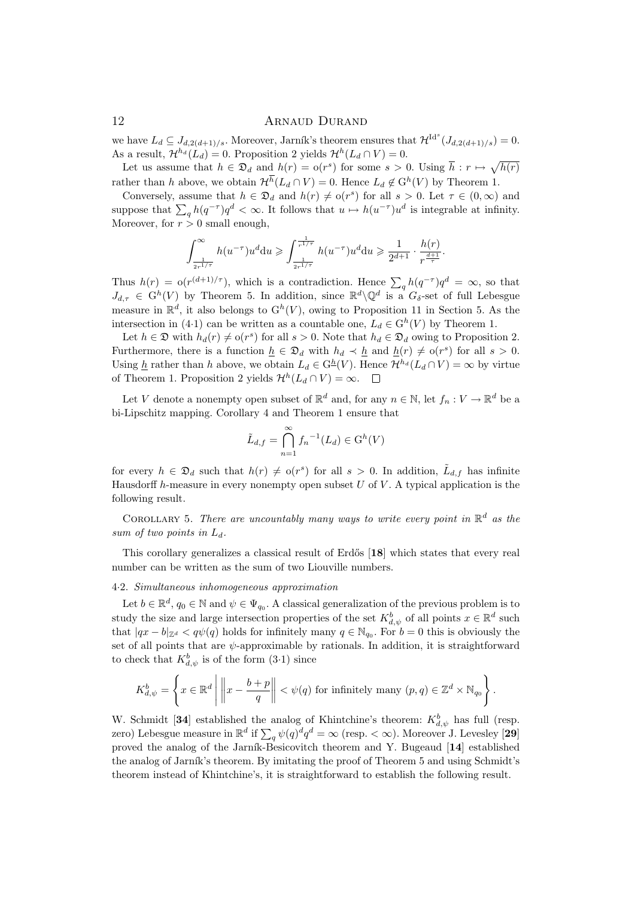we have $L_d \subseteq J_{d,2(d+1)/s}$. Moreover, Jarník's theorem ensures that $\mathcal{H}^{\mathrm{Id}^s}(J_{d,2(d+1)/s}) = 0$. As a result, $\mathcal{H}^{h_d}(L_d) = 0$. Proposition 2 yields $\mathcal{H}^h(L_d \cap V) = 0$.

Let us assume that $h \in \mathfrak{D}_d$ and $h(r) = \mathrm{o}(r^s)$ for some $s > 0$. Using $\overline{h} : r \mapsto \sqrt{h(r)}$ rather than $h$ above, we obtain $\mathcal{H}^{\overline{h}}(L_d \cap V) = 0$. Hence $L_d \notin \mathrm{G}^h(V)$ by Theorem 1.

Conversely, assume that $h \in \mathfrak{D}_d$ and $h(r) \neq \mathrm{o}(r^s)$ for all $s > 0$. Let $\tau \in (0, \infty)$ and suppose that $\sum_q h(q^{-\tau}) q^d < \infty$. It follows that $u \mapsto h(u^{-\tau}) u^d$ is integrable at infinity. Moreover, for $r > 0$ small enough,

$$\int_{\frac{1}{2r^{1/\tau}}}^{\infty} h(u^{-\tau}) u^d \mathrm{d}u \geqslant \int_{\frac{1}{2r^{1/\tau}}}^{\frac{1}{r^{1/\tau}}} h(u^{-\tau}) u^d \mathrm{d}u \geqslant \frac{1}{2^{d+1}} \cdot \frac{h(r)}{r^{\frac{d+1}{\tau}}}.$$

Thus $h(r) = \mathrm{o}(r^{(d+1)/\tau})$, which is a contradiction. Hence $\sum_q h(q^{-\tau}) q^d = \infty$, so that $J_{d,\tau} \in \mathrm{G}^h(V)$ by Theorem 5. In addition, since $\mathbb{R}^d \backslash \mathbb{Q}^d$ is a $G_\delta$-set of full Lebesgue measure in $\mathbb{R}^d$, it also belongs to $\mathrm{G}^h(V)$, owing to Proposition 11 in Section 5. As the intersection in (4·1) can be written as a countable one, $L_d \in \mathrm{G}^h(V)$ by Theorem 1.

Let $h \in \mathfrak{D}$ with $h_d(r) \neq \mathrm{o}(r^s)$ for all $s > 0$. Note that $h_d \in \mathfrak{D}_d$ owing to Proposition 2. Furthermore, there is a function $\underline{h} \in \mathfrak{D}_d$ with $h_d \prec \underline{h}$ and $\underline{h}(r) \neq \mathrm{o}(r^s)$ for all $s > 0$. Using $\underline{h}$ rather than $h$ above, we obtain $L_d \in \mathrm{G}^{\underline{h}}(V)$. Hence $\mathcal{H}^{h_d}(L_d \cap V) = \infty$ by virtue of Theorem 1. Proposition 2 yields $\mathcal{H}^h(L_d \cap V) = \infty$. $\square$

Let $V$ denote a nonempty open subset of $\mathbb{R}^d$ and, for any $n \in \mathbb{N}$, let $f_n : V \to \mathbb{R}^d$ be a bi-Lipschitz mapping. Corollary 4 and Theorem 1 ensure that

$$\tilde{L}_{d,f} = \bigcap_{n=1}^{\infty} {f_n}^{-1}(L_d) \in \mathrm{G}^h(V)$$

for every $h \in \mathfrak{D}_d$ such that $h(r) \neq \mathrm{o}(r^s)$ for all $s > 0$. In addition, $\tilde{L}_{d,f}$ has infinite Hausdorff $h$-measure in every nonempty open subset $U$ of $V$. A typical application is the following result.

Corollary 5. *There are uncountably many ways to write every point in $\mathbb{R}^d$ as the sum of two points in $L_d$.*

This corollary generalizes a classical result of Erdős [**18**] which states that every real number can be written as the sum of two Liouville numbers.

### 4·2. *Simultaneous inhomogeneous approximation*

Let $b \in \mathbb{R}^d$, $q_0 \in \mathbb{N}$ and $\psi \in \Psi_{q_0}$. A classical generalization of the previous problem is to study the size and large intersection properties of the set $K^b_{d,\psi}$ of all points $x \in \mathbb{R}^d$ such that $|qx - b|_{\mathbb{Z}^d} < q\psi(q)$ holds for infinitely many $q \in \mathbb{N}_{q_0}$. For $b = 0$ this is obviously the set of all points that are $\psi$-approximable by rationals. In addition, it is straightforward to check that $K^b_{d,\psi}$ is of the form (3·1) since

$$K^b_{d,\psi} = \left\{ x \in \mathbb{R}^d \;\middle|\; \left\| x - \frac{b+p}{q} \right\| < \psi(q) \text{ for infinitely many } (p,q) \in \mathbb{Z}^d \times \mathbb{N}_{q_0} \right\}.$$

W. Schmidt [**34**] established the analog of Khintchine's theorem: $K^b_{d,\psi}$ has full (resp. zero) Lebesgue measure in $\mathbb{R}^d$ if $\sum_q \psi(q)^d q^d = \infty$ (resp. $< \infty$). Moreover J. Levesley [**29**] proved the analog of the Jarník-Besicovitch theorem and Y. Bugeaud [**14**] established the analog of Jarník's theorem. By imitating the proof of Theorem 5 and using Schmidt's theorem instead of Khintchine's, it is straightforward to establish the following result.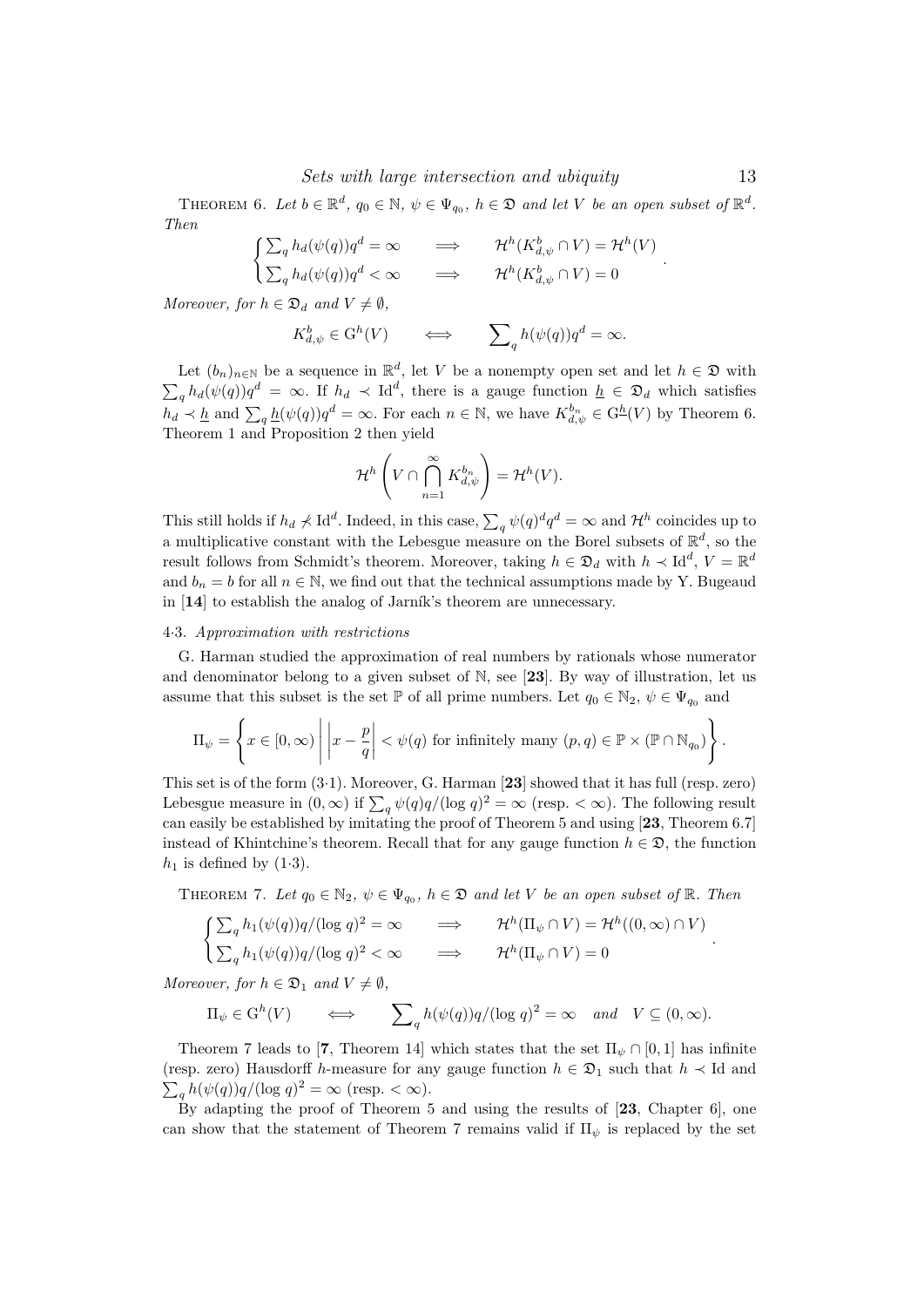Theorem 6. *Let $b \in \mathbb{R}^d$, $q_0 \in \mathbb{N}$, $\psi \in \Psi_{q_0}$, $h \in \mathfrak{D}$ and let $V$ be an open subset of $\mathbb{R}^d$. Then*

$$\begin{cases} \sum_q h_d(\psi(q))q^d = \infty & \Longrightarrow \quad \mathcal{H}^h(K^b_{d,\psi} \cap V) = \mathcal{H}^h(V) \\ \sum_q h_d(\psi(q))q^d < \infty & \Longrightarrow \quad \mathcal{H}^h(K^b_{d,\psi} \cap V) = 0 \end{cases}.$$

*Moreover, for $h \in \mathfrak{D}_d$ and $V \neq \emptyset$,*

$$K^b_{d,\psi} \in \mathrm{G}^h(V) \qquad \Longleftrightarrow \qquad \sum_q h(\psi(q))q^d = \infty.$$

Let $(b_n)_{n\in\mathbb{N}}$ be a sequence in $\mathbb{R}^d$, let $V$ be a nonempty open set and let $h \in \mathfrak{D}$ with $\sum_q h_d(\psi(q))q^d = \infty$. If $h_d \prec \mathrm{Id}^d$, there is a gauge function $\underline{h} \in \mathfrak{D}_d$ which satisfies $h_d \prec \underline{h}$ and $\sum_q \underline{h}(\psi(q))q^d = \infty$. For each $n \in \mathbb{N}$, we have $K^{b_n}_{d,\psi} \in \mathrm{G}^{\underline{h}}(V)$ by Theorem 6. Theorem 1 and Proposition 2 then yield

$$\mathcal{H}^h\left(V \cap \bigcap_{n=1}^{\infty} K^{b_n}_{d,\psi}\right) = \mathcal{H}^h(V).$$

This still holds if $h_d \not\prec \mathrm{Id}^d$. Indeed, in this case, $\sum_q \psi(q)^d q^d = \infty$ and $\mathcal{H}^h$ coincides up to a multiplicative constant with the Lebesgue measure on the Borel subsets of $\mathbb{R}^d$, so the result follows from Schmidt's theorem. Moreover, taking $h \in \mathfrak{D}_d$ with $h \prec \mathrm{Id}^d$, $V = \mathbb{R}^d$ and $b_n = b$ for all $n \in \mathbb{N}$, we find out that the technical assumptions made by Y. Bugeaud in [**14**] to establish the analog of Jarník's theorem are unnecessary.

### 4·3. *Approximation with restrictions*

G. Harman studied the approximation of real numbers by rationals whose numerator and denominator belong to a given subset of $\mathbb{N}$, see [**23**]. By way of illustration, let us assume that this subset is the set $\mathbb{P}$ of all prime numbers. Let $q_0 \in \mathbb{N}_2$, $\psi \in \Psi_{q_0}$ and

$$\Pi_\psi = \left\{ x \in [0,\infty) \;\middle|\; \left| x - \frac{p}{q} \right| < \psi(q) \text{ for infinitely many } (p,q) \in \mathbb{P} \times (\mathbb{P} \cap \mathbb{N}_{q_0}) \right\}.$$

This set is of the form (3·1). Moreover, G. Harman [**23**] showed that it has full (resp. zero) Lebesgue measure in $(0,\infty)$ if $\sum_q \psi(q)q/(\log q)^2 = \infty$ (resp. $< \infty$). The following result can easily be established by imitating the proof of Theorem 5 and using [**23**, Theorem 6.7] instead of Khintchine's theorem. Recall that for any gauge function $h \in \mathfrak{D}$, the function $h_1$ is defined by (1·3).

Theorem 7. *Let $q_0 \in \mathbb{N}_2$, $\psi \in \Psi_{q_0}$, $h \in \mathfrak{D}$ and let $V$ be an open subset of $\mathbb{R}$. Then*

$$\begin{cases} \sum_q h_1(\psi(q))q/(\log q)^2 = \infty & \Longrightarrow \quad \mathcal{H}^h(\Pi_\psi \cap V) = \mathcal{H}^h((0,\infty) \cap V) \\ \sum_q h_1(\psi(q))q/(\log q)^2 < \infty & \Longrightarrow \quad \mathcal{H}^h(\Pi_\psi \cap V) = 0 \end{cases}.$$

*Moreover, for $h \in \mathfrak{D}_1$ and $V \neq \emptyset$,*

$$\Pi_\psi \in \mathrm{G}^h(V) \qquad \Longleftrightarrow \qquad \sum_q h(\psi(q))q/(\log q)^2 = \infty \quad \text{and} \quad V \subseteq (0,\infty).$$

Theorem 7 leads to [**7**, Theorem 14] which states that the set $\Pi_\psi \cap [0,1]$ has infinite (resp. zero) Hausdorff $h$-measure for any gauge function $h \in \mathfrak{D}_1$ such that $h \prec \mathrm{Id}$ and $\sum_q h(\psi(q))q/(\log q)^2 = \infty$ (resp. $< \infty$).

By adapting the proof of Theorem 5 and using the results of [**23**, Chapter 6], one can show that the statement of Theorem 7 remains valid if $\Pi_\psi$ is replaced by the set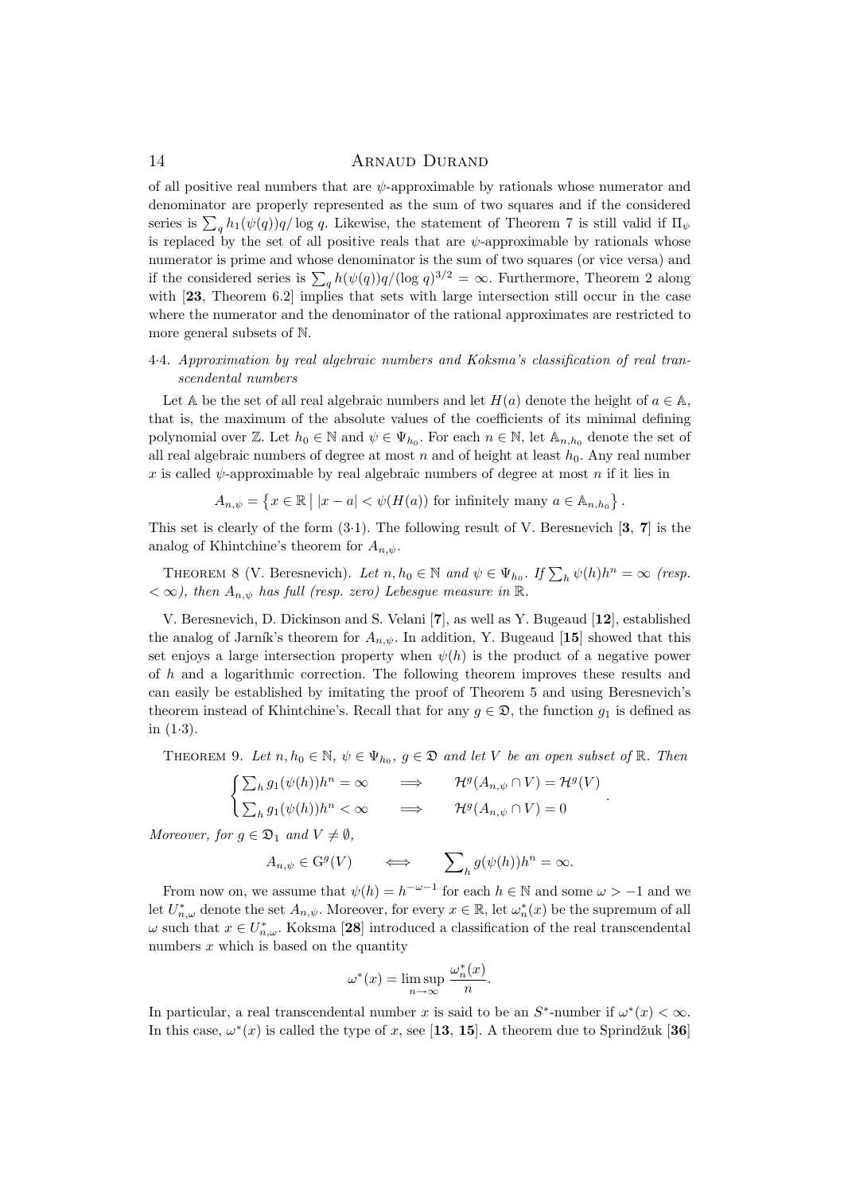of all positive real numbers that are $\psi$-approximable by rationals whose numerator and denominator are properly represented as the sum of two squares and if the considered series is $\sum_q h_1(\psi(q))q/\log q$. Likewise, the statement of Theorem 7 is still valid if $\Pi_\psi$ is replaced by the set of all positive reals that are $\psi$-approximable by rationals whose numerator is prime and whose denominator is the sum of two squares (or vice versa) and if the considered series is $\sum_q h(\psi(q))q/(\log q)^{3/2} = \infty$. Furthermore, Theorem 2 along with [**23**, Theorem 6.2] implies that sets with large intersection still occur in the case where the numerator and the denominator of the rational approximates are restricted to more general subsets of $\mathbb{N}$.

### 4·4. *Approximation by real algebraic numbers and Koksma's classification of real transcendental numbers*

Let $\mathbb{A}$ be the set of all real algebraic numbers and let $H(a)$ denote the height of $a \in \mathbb{A}$, that is, the maximum of the absolute values of the coefficients of its minimal defining polynomial over $\mathbb{Z}$. Let $h_0 \in \mathbb{N}$ and $\psi \in \Psi_{h_0}$. For each $n \in \mathbb{N}$, let $\mathbb{A}_{n,h_0}$ denote the set of all real algebraic numbers of degree at most $n$ and of height at least $h_0$. Any real number $x$ is called $\psi$-approximable by real algebraic numbers of degree at most $n$ if it lies in

$$A_{n,\psi} = \left\{ x \in \mathbb{R} \;\middle|\; |x - a| < \psi(H(a)) \text{ for infinitely many } a \in \mathbb{A}_{n,h_0} \right\}.$$

This set is clearly of the form (3·1). The following result of V. Beresnevich [**3**, **7**] is the analog of Khintchine's theorem for $A_{n,\psi}$.

THEOREM 8 (V. Beresnevich). *Let $n, h_0 \in \mathbb{N}$ and $\psi \in \Psi_{h_0}$. If $\sum_h \psi(h)h^n = \infty$ (resp. $< \infty$), then $A_{n,\psi}$ has full (resp. zero) Lebesgue measure in $\mathbb{R}$.*

V. Beresnevich, D. Dickinson and S. Velani [**7**], as well as Y. Bugeaud [**12**], established the analog of Jarník's theorem for $A_{n,\psi}$. In addition, Y. Bugeaud [**15**] showed that this set enjoys a large intersection property when $\psi(h)$ is the product of a negative power of $h$ and a logarithmic correction. The following theorem improves these results and can easily be established by imitating the proof of Theorem 5 and using Beresnevich's theorem instead of Khintchine's. Recall that for any $g \in \mathfrak{D}$, the function $g_1$ is defined as in (1·3).

THEOREM 9. *Let $n, h_0 \in \mathbb{N}$, $\psi \in \Psi_{h_0}$, $g \in \mathfrak{D}$ and let $V$ be an open subset of $\mathbb{R}$. Then*

$$\begin{cases} \sum_h g_1(\psi(h))h^n = \infty & \Longrightarrow \quad \mathcal{H}^g(A_{n,\psi} \cap V) = \mathcal{H}^g(V) \\ \sum_h g_1(\psi(h))h^n < \infty & \Longrightarrow \quad \mathcal{H}^g(A_{n,\psi} \cap V) = 0 \end{cases}.$$

*Moreover, for $g \in \mathfrak{D}_1$ and $V \neq \emptyset$,*

$$A_{n,\psi} \in \mathrm{G}^g(V) \qquad \Longleftrightarrow \qquad \sum_h g(\psi(h))h^n = \infty.$$

From now on, we assume that $\psi(h) = h^{-\omega-1}$ for each $h \in \mathbb{N}$ and some $\omega > -1$ and we let $U^*_{n,\omega}$ denote the set $A_{n,\psi}$. Moreover, for every $x \in \mathbb{R}$, let $\omega^*_n(x)$ be the supremum of all $\omega$ such that $x \in U^*_{n,\omega}$. Koksma [**28**] introduced a classification of the real transcendental numbers $x$ which is based on the quantity

$$\omega^*(x) = \limsup_{n \to \infty} \frac{\omega^*_n(x)}{n}.$$

In particular, a real transcendental number $x$ is said to be an $S^*$-number if $\omega^*(x) < \infty$. In this case, $\omega^*(x)$ is called the type of $x$, see [**13**, **15**]. A theorem due to Sprindžuk [**36**]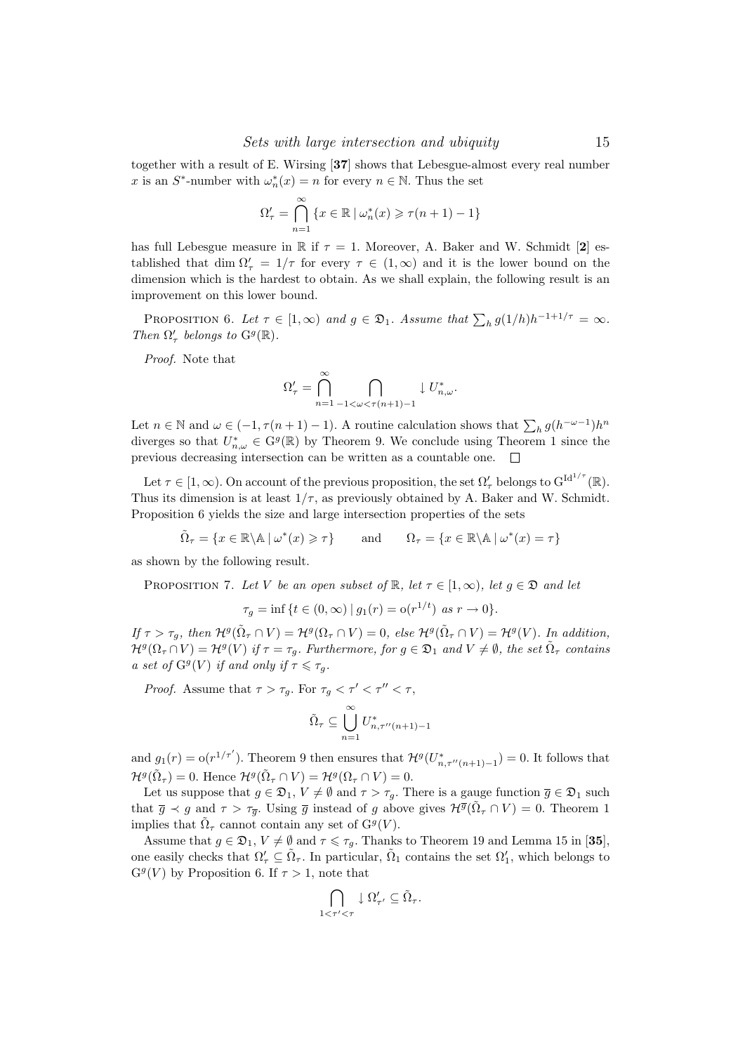together with a result of E. Wirsing [**37**] shows that Lebesgue-almost every real number $x$ is an $S^*$-number with $\omega_n^*(x) = n$ for every $n \in \mathbb{N}$. Thus the set

$$\Omega'_\tau = \bigcap_{n=1}^{\infty} \{x \in \mathbb{R} \mid \omega_n^*(x) \geqslant \tau(n+1) - 1\}$$

has full Lebesgue measure in $\mathbb{R}$ if $\tau = 1$. Moreover, A. Baker and W. Schmidt [**2**] established that $\dim \Omega'_\tau = 1/\tau$ for every $\tau \in (1, \infty)$ and it is the lower bound on the dimension which is the hardest to obtain. As we shall explain, the following result is an improvement on this lower bound.

PROPOSITION 6. *Let $\tau \in [1, \infty)$ and $g \in \mathfrak{D}_1$. Assume that $\sum_h g(1/h) h^{-1+1/\tau} = \infty$. Then $\Omega'_\tau$ belongs to $\mathrm{G}^g(\mathbb{R})$.*

*Proof.* Note that

$$\Omega'_\tau = \bigcap_{n=1}^{\infty} \bigcap_{-1<\omega<\tau(n+1)-1} \downarrow U^*_{n,\omega}.$$

Let $n \in \mathbb{N}$ and $\omega \in (-1, \tau(n+1) - 1)$. A routine calculation shows that $\sum_h g(h^{-\omega-1}) h^n$ diverges so that $U^*_{n,\omega} \in \mathrm{G}^g(\mathbb{R})$ by Theorem 9. We conclude using Theorem 1 since the previous decreasing intersection can be written as a countable one. $\square$

Let $\tau \in [1, \infty)$. On account of the previous proposition, the set $\Omega'_\tau$ belongs to $\mathrm{G}^{\mathrm{Id}^{1/\tau}}(\mathbb{R})$. Thus its dimension is at least $1/\tau$, as previously obtained by A. Baker and W. Schmidt. Proposition 6 yields the size and large intersection properties of the sets

$$\tilde{\Omega}_\tau = \{x \in \mathbb{R} \backslash \mathbb{A} \mid \omega^*(x) \geqslant \tau\} \qquad \text{and} \qquad \Omega_\tau = \{x \in \mathbb{R} \backslash \mathbb{A} \mid \omega^*(x) = \tau\}$$

as shown by the following result.

PROPOSITION 7. *Let $V$ be an open subset of $\mathbb{R}$, let $\tau \in [1, \infty)$, let $g \in \mathfrak{D}$ and let*

$$\tau_g = \inf\{t \in (0, \infty) \mid g_1(r) = \mathrm{o}(r^{1/t}) \text{ as } r \to 0\}.$$

*If $\tau > \tau_g$, then $\mathcal{H}^g(\tilde{\Omega}_\tau \cap V) = \mathcal{H}^g(\Omega_\tau \cap V) = 0$, else $\mathcal{H}^g(\tilde{\Omega}_\tau \cap V) = \mathcal{H}^g(V)$. In addition, $\mathcal{H}^g(\Omega_\tau \cap V) = \mathcal{H}^g(V)$ if $\tau = \tau_g$. Furthermore, for $g \in \mathfrak{D}_1$ and $V \neq \emptyset$, the set $\tilde{\Omega}_\tau$ contains a set of $\mathrm{G}^g(V)$ if and only if $\tau \leqslant \tau_g$.*

*Proof.* Assume that $\tau > \tau_g$. For $\tau_g < \tau' < \tau'' < \tau$,

$$\tilde{\Omega}_\tau \subseteq \bigcup_{n=1}^{\infty} U^*_{n,\tau''(n+1)-1}$$

and $g_1(r) = \mathrm{o}(r^{1/\tau'})$. Theorem 9 then ensures that $\mathcal{H}^g(U^*_{n,\tau''(n+1)-1}) = 0$. It follows that $\mathcal{H}^g(\tilde{\Omega}_\tau) = 0$. Hence $\mathcal{H}^g(\tilde{\Omega}_\tau \cap V) = \mathcal{H}^g(\Omega_\tau \cap V) = 0$.

Let us suppose that $g \in \mathfrak{D}_1$, $V \neq \emptyset$ and $\tau > \tau_g$. There is a gauge function $\overline{g} \in \mathfrak{D}_1$ such that $\overline{g} \prec g$ and $\tau > \tau_{\overline{g}}$. Using $\overline{g}$ instead of $g$ above gives $\mathcal{H}^{\overline{g}}(\tilde{\Omega}_\tau \cap V) = 0$. Theorem 1 implies that $\tilde{\Omega}_\tau$ cannot contain any set of $\mathrm{G}^g(V)$.

Assume that $g \in \mathfrak{D}_1$, $V \neq \emptyset$ and $\tau \leqslant \tau_g$. Thanks to Theorem 19 and Lemma 15 in [**35**], one easily checks that $\Omega'_\tau \subseteq \tilde{\Omega}_\tau$. In particular, $\tilde{\Omega}_1$ contains the set $\Omega'_1$, which belongs to $\mathrm{G}^g(V)$ by Proposition 6. If $\tau > 1$, note that

$$\bigcap_{1<\tau'<\tau} \downarrow \Omega'_{\tau'} \subseteq \tilde{\Omega}_\tau.$$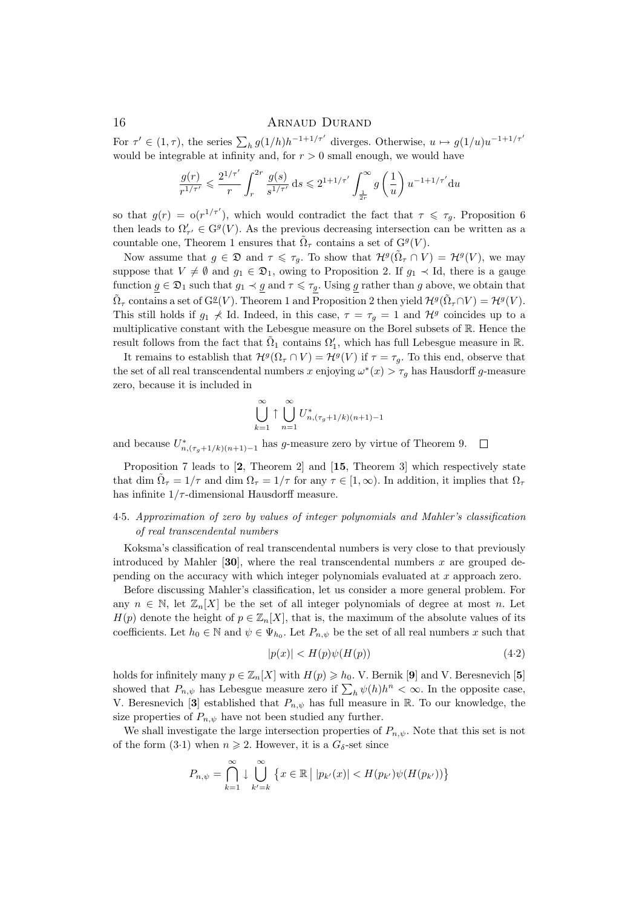For $\tau' \in (1,\tau)$, the series $\sum_h g(1/h)h^{-1+1/\tau'}$ diverges. Otherwise, $u \mapsto g(1/u)u^{-1+1/\tau'}$ would be integrable at infinity and, for $r > 0$ small enough, we would have

$$\frac{g(r)}{r^{1/\tau'}} \leqslant \frac{2^{1/\tau'}}{r}\int_r^{2r}\frac{g(s)}{s^{1/\tau'}}\,\mathrm{d}s \leqslant 2^{1+1/\tau'}\int_{\frac{1}{2r}}^{\infty} g\left(\frac{1}{u}\right)u^{-1+1/\tau'}\mathrm{d}u$$

so that $g(r) = \mathrm{o}(r^{1/\tau'})$, which would contradict the fact that $\tau \leqslant \tau_g$. Proposition 6 then leads to $\Omega'_{\tau'} \in \mathrm{G}^g(V)$. As the previous decreasing intersection can be written as a countable one, Theorem 1 ensures that $\tilde{\Omega}_\tau$ contains a set of $\mathrm{G}^g(V)$.

Now assume that $g \in \mathfrak{D}$ and $\tau \leqslant \tau_g$. To show that $\mathcal{H}^g(\tilde{\Omega}_\tau \cap V) = \mathcal{H}^g(V)$, we may suppose that $V \neq \emptyset$ and $g_1 \in \mathfrak{D}_1$, owing to Proposition 2. If $g_1 \prec \mathrm{Id}$, there is a gauge function $\underline{g} \in \mathfrak{D}_1$ such that $g_1 \prec \underline{g}$ and $\tau \leqslant \tau_{\underline{g}}$. Using $\underline{g}$ rather than $g$ above, we obtain that $\tilde{\Omega}_\tau$ contains a set of $\mathrm{G}^{\underline{g}}(V)$. Theorem 1 and Proposition 2 then yield $\mathcal{H}^g(\tilde{\Omega}_\tau \cap V) = \mathcal{H}^g(V)$. This still holds if $g_1 \not\prec \mathrm{Id}$. Indeed, in this case, $\tau = \tau_g = 1$ and $\mathcal{H}^g$ coincides up to a multiplicative constant with the Lebesgue measure on the Borel subsets of $\mathbb{R}$. Hence the result follows from the fact that $\tilde{\Omega}_1$ contains $\Omega'_1$, which has full Lebesgue measure in $\mathbb{R}$.

It remains to establish that $\mathcal{H}^g(\Omega_\tau \cap V) = \mathcal{H}^g(V)$ if $\tau = \tau_g$. To this end, observe that the set of all real transcendental numbers $x$ enjoying $\omega^*(x) > \tau_g$ has Hausdorff $g$-measure zero, because it is included in

$$\bigcup_{k=1}^{\infty} \uparrow \bigcup_{n=1}^{\infty} U^*_{n,(\tau_g+1/k)(n+1)-1}$$

and because $U^*_{n,(\tau_g+1/k)(n+1)-1}$ has $g$-measure zero by virtue of Theorem 9. $\square$

Proposition 7 leads to [**2**, Theorem 2] and [**15**, Theorem 3] which respectively state that $\dim \tilde{\Omega}_\tau = 1/\tau$ and $\dim \Omega_\tau = 1/\tau$ for any $\tau \in [1,\infty)$. In addition, it implies that $\Omega_\tau$ has infinite $1/\tau$-dimensional Hausdorff measure.

## 4·5. *Approximation of zero by values of integer polynomials and Mahler's classification of real transcendental numbers*

Koksma's classification of real transcendental numbers is very close to that previously introduced by Mahler [**30**], where the real transcendental numbers $x$ are grouped depending on the accuracy with which integer polynomials evaluated at $x$ approach zero.

Before discussing Mahler's classification, let us consider a more general problem. For any $n \in \mathbb{N}$, let $\mathbb{Z}_n[X]$ be the set of all integer polynomials of degree at most $n$. Let $H(p)$ denote the height of $p \in \mathbb{Z}_n[X]$, that is, the maximum of the absolute values of its coefficients. Let $h_0 \in \mathbb{N}$ and $\psi \in \Psi_{h_0}$. Let $P_{n,\psi}$ be the set of all real numbers $x$ such that

$$|p(x)| < H(p)\psi(H(p)) \tag{4·2}$$

holds for infinitely many $p \in \mathbb{Z}_n[X]$ with $H(p) \geqslant h_0$. V. Bernik [**9**] and V. Beresnevich [**5**] showed that $P_{n,\psi}$ has Lebesgue measure zero if $\sum_h \psi(h)h^n < \infty$. In the opposite case, V. Beresnevich [**3**] established that $P_{n,\psi}$ has full measure in $\mathbb{R}$. To our knowledge, the size properties of $P_{n,\psi}$ have not been studied any further.

We shall investigate the large intersection properties of $P_{n,\psi}$. Note that this set is not of the form (3·1) when $n \geqslant 2$. However, it is a $G_\delta$-set since

$$P_{n,\psi} = \bigcap_{k=1}^{\infty} \downarrow \bigcup_{k'=k}^{\infty} \left\{x \in \mathbb{R} \;\middle|\; |p_{k'}(x)| < H(p_{k'})\psi(H(p_{k'}))\right\}$$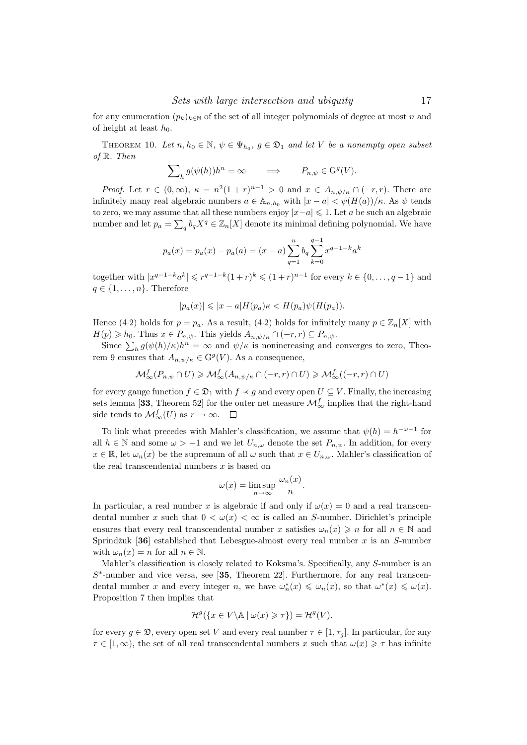for any enumeration $(p_k)_{k\in\mathbb{N}}$ of the set of all integer polynomials of degree at most $n$ and of height at least $h_0$.

THEOREM 10. *Let $n, h_0 \in \mathbb{N}$, $\psi \in \Psi_{h_0}$, $g \in \mathfrak{D}_1$ and let $V$ be a nonempty open subset of $\mathbb{R}$. Then*

$$\sum_h g(\psi(h))h^n = \infty \qquad \Longrightarrow \qquad P_{n,\psi} \in \mathrm{G}^g(V).$$

*Proof.* Let $r \in (0,\infty)$, $\kappa = n^2(1+r)^{n-1} > 0$ and $x \in A_{n,\psi/\kappa} \cap (-r,r)$. There are infinitely many real algebraic numbers $a \in \mathbb{A}_{n,h_0}$ with $|x-a| < \psi(H(a))/\kappa$. As $\psi$ tends to zero, we may assume that all these numbers enjoy $|x-a| \leqslant 1$. Let $a$ be such an algebraic number and let $p_a = \sum_q b_q X^q \in \mathbb{Z}_n[X]$ denote its minimal defining polynomial. We have

$$p_a(x) = p_a(x) - p_a(a) = (x-a)\sum_{q=1}^{n} b_q \sum_{k=0}^{q-1} x^{q-1-k}a^k$$

together with $|x^{q-1-k}a^k| \leqslant r^{q-1-k}(1+r)^k \leqslant (1+r)^{n-1}$ for every $k \in \{0,\ldots,q-1\}$ and $q \in \{1,\ldots,n\}$. Therefore

$$|p_a(x)| \leqslant |x-a|H(p_a)\kappa < H(p_a)\psi(H(p_a)).$$

Hence (4·2) holds for $p = p_a$. As a result, (4·2) holds for infinitely many $p \in \mathbb{Z}_n[X]$ with $H(p) \geqslant h_0$. Thus $x \in P_{n,\psi}$. This yields $A_{n,\psi/\kappa} \cap (-r,r) \subseteq P_{n,\psi}$.

Since $\sum_h g(\psi(h)/\kappa)h^n = \infty$ and $\psi/\kappa$ is nonincreasing and converges to zero, Theorem 9 ensures that $A_{n,\psi/\kappa} \in \mathrm{G}^g(V)$. As a consequence,

$$\mathcal{M}^f_\infty(P_{n,\psi} \cap U) \geqslant \mathcal{M}^f_\infty(A_{n,\psi/\kappa} \cap (-r,r) \cap U) \geqslant \mathcal{M}^f_\infty((-r,r) \cap U)$$

for every gauge function $f \in \mathfrak{D}_1$ with $f \prec g$ and every open $U \subseteq V$. Finally, the increasing sets lemma [**33**, Theorem 52] for the outer net measure $\mathcal{M}^f_\infty$ implies that the right-hand side tends to $\mathcal{M}^f_\infty(U)$ as $r \to \infty$. $\square$

To link what precedes with Mahler's classification, we assume that $\psi(h) = h^{-\omega-1}$ for all $h \in \mathbb{N}$ and some $\omega > -1$ and we let $U_{n,\omega}$ denote the set $P_{n,\psi}$. In addition, for every $x \in \mathbb{R}$, let $\omega_n(x)$ be the supremum of all $\omega$ such that $x \in U_{n,\omega}$. Mahler's classification of the real transcendental numbers $x$ is based on

$$\omega(x) = \limsup_{n\to\infty} \frac{\omega_n(x)}{n}.$$

In particular, a real number $x$ is algebraic if and only if $\omega(x) = 0$ and a real transcendental number $x$ such that $0 < \omega(x) < \infty$ is called an $S$-number. Dirichlet's principle ensures that every real transcendental number $x$ satisfies $\omega_n(x) \geqslant n$ for all $n \in \mathbb{N}$ and Sprindžuk [**36**] established that Lebesgue-almost every real number $x$ is an $S$-number with $\omega_n(x) = n$ for all $n \in \mathbb{N}$.

Mahler's classification is closely related to Koksma's. Specifically, any $S$-number is an $S^*$-number and vice versa, see [**35**, Theorem 22]. Furthermore, for any real transcendental number $x$ and every integer $n$, we have $\omega^*_n(x) \leqslant \omega_n(x)$, so that $\omega^*(x) \leqslant \omega(x)$. Proposition 7 then implies that

$$\mathcal{H}^g(\{x \in V\backslash\mathbb{A} \mid \omega(x) \geqslant \tau\}) = \mathcal{H}^g(V).$$

for every $g \in \mathfrak{D}$, every open set $V$ and every real number $\tau \in [1,\tau_g]$. In particular, for any $\tau \in [1,\infty)$, the set of all real transcendental numbers $x$ such that $\omega(x) \geqslant \tau$ has infinite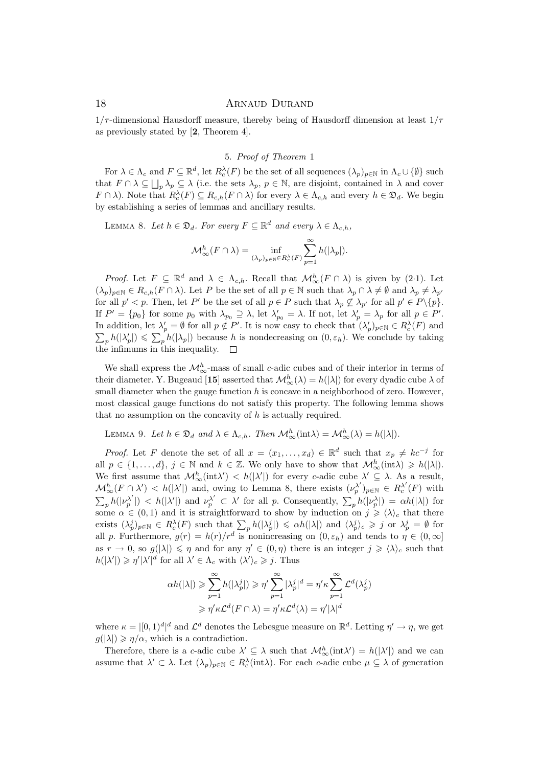$1/\tau$-dimensional Hausdorff measure, thereby being of Hausdorff dimension at least $1/\tau$ as previously stated by [**2**, Theorem 4].

## 5. *Proof of Theorem* 1

For $\lambda \in \Lambda_c$ and $F \subseteq \mathbb{R}^d$, let $R_c^\lambda(F)$ be the set of all sequences $(\lambda_p)_{p\in\mathbb{N}}$ in $\Lambda_c \cup \{\emptyset\}$ such that $F \cap \lambda \subseteq \bigsqcup_p \lambda_p \subseteq \lambda$ (i.e. the sets $\lambda_p$, $p \in \mathbb{N}$, are disjoint, contained in $\lambda$ and cover $F \cap \lambda$). Note that $R_c^\lambda(F) \subseteq R_{c,h}(F \cap \lambda)$ for every $\lambda \in \Lambda_{c,h}$ and every $h \in \mathfrak{D}_d$. We begin by establishing a series of lemmas and ancillary results.

LEMMA 8. *Let $h \in \mathfrak{D}_d$. For every $F \subseteq \mathbb{R}^d$ and every $\lambda \in \Lambda_{c,h}$,*

$$\mathcal{M}^h_\infty(F \cap \lambda) = \inf_{(\lambda_p)_{p\in\mathbb{N}} \in R_c^\lambda(F)} \sum_{p=1}^{\infty} h(|\lambda_p|).$$

*Proof.* Let $F \subseteq \mathbb{R}^d$ and $\lambda \in \Lambda_{c,h}$. Recall that $\mathcal{M}^h_\infty(F \cap \lambda)$ is given by (2·1). Let $(\lambda_p)_{p\in\mathbb{N}} \in R_{c,h}(F \cap \lambda)$. Let $P$ be the set of all $p \in \mathbb{N}$ such that $\lambda_p \cap \lambda \neq \emptyset$ and $\lambda_p \neq \lambda_{p'}$ for all $p' < p$. Then, let $P'$ be the set of all $p \in P$ such that $\lambda_p \not\subseteq \lambda_{p'}$ for all $p' \in P\backslash\{p\}$. If $P' = \{p_0\}$ for some $p_0$ with $\lambda_{p_0} \supseteq \lambda$, let $\lambda'_{p_0} = \lambda$. If not, let $\lambda'_p = \lambda_p$ for all $p \in P'$. In addition, let $\lambda'_p = \emptyset$ for all $p \notin P'$. It is now easy to check that $(\lambda'_p)_{p\in\mathbb{N}} \in R_c^\lambda(F)$ and $\sum_p h(|\lambda'_p|) \leqslant \sum_p h(|\lambda_p|)$ because $h$ is nondecreasing on $(0, \varepsilon_h)$. We conclude by taking the infimums in this inequality. $\square$

We shall express the $\mathcal{M}^h_\infty$-mass of small $c$-adic cubes and of their interior in terms of their diameter. Y. Bugeaud [**15**] asserted that $\mathcal{M}^h_\infty(\lambda) = h(|\lambda|)$ for every dyadic cube $\lambda$ of small diameter when the gauge function $h$ is concave in a neighborhood of zero. However, most classical gauge functions do not satisfy this property. The following lemma shows that no assumption on the concavity of $h$ is actually required.

LEMMA 9. *Let $h \in \mathfrak{D}_d$ and $\lambda \in \Lambda_{c,h}$. Then $\mathcal{M}^h_\infty(\mathrm{int}\lambda) = \mathcal{M}^h_\infty(\lambda) = h(|\lambda|)$.*

*Proof.* Let $F$ denote the set of all $x = (x_1, \ldots, x_d) \in \mathbb{R}^d$ such that $x_p \neq kc^{-j}$ for all $p \in \{1, \ldots, d\}$, $j \in \mathbb{N}$ and $k \in \mathbb{Z}$. We only have to show that $\mathcal{M}^h_\infty(\mathrm{int}\lambda) \geqslant h(|\lambda|)$. We first assume that $\mathcal{M}^h_\infty(\mathrm{int}\lambda') < h(|\lambda'|)$ for every $c$-adic cube $\lambda' \subseteq \lambda$. As a result, $\mathcal{M}^h_\infty(F \cap \lambda') < h(|\lambda'|)$ and, owing to Lemma 8, there exists $(\nu_p^{\lambda'})_{p\in\mathbb{N}} \in R_c^{\lambda'}(F)$ with $\sum_p h(|\nu_p^{\lambda'}|) < h(|\lambda'|)$ and $\nu_p^{\lambda'} \subset \lambda'$ for all $p$. Consequently, $\sum_p h(|\nu_p^\lambda|) = \alpha h(|\lambda|)$ for some $\alpha \in (0, 1)$ and it is straightforward to show by induction on $j \geqslant \langle\lambda\rangle_c$ that there exists $(\lambda_p^j)_{p\in\mathbb{N}} \in R_c^\lambda(F)$ such that $\sum_p h(|\lambda_p^j|) \leqslant \alpha h(|\lambda|)$ and $\langle\lambda_p^j\rangle_c \geqslant j$ or $\lambda_p^j = \emptyset$ for all $p$. Furthermore, $g(r) = h(r)/r^d$ is nonincreasing on $(0, \varepsilon_h)$ and tends to $\eta \in (0, \infty]$ as $r \to 0$, so $g(|\lambda|) \leqslant \eta$ and for any $\eta' \in (0, \eta)$ there is an integer $j \geqslant \langle\lambda\rangle_c$ such that $h(|\lambda'|) \geqslant \eta'|\lambda'|^d$ for all $\lambda' \in \Lambda_c$ with $\langle\lambda'\rangle_c \geqslant j$. Thus

$$\begin{aligned}
\alpha h(|\lambda|) \geqslant \sum_{p=1}^{\infty} h(|\lambda_p^j|) \geqslant \eta' \sum_{p=1}^{\infty} |\lambda_p^j|^d = \eta' \kappa \sum_{p=1}^{\infty} \mathcal{L}^d(\lambda_p^j) \\
\geqslant \eta' \kappa \mathcal{L}^d(F \cap \lambda) = \eta' \kappa \mathcal{L}^d(\lambda) = \eta' |\lambda|^d
\end{aligned}$$

where $\kappa = |[0, 1)^d|^d$ and $\mathcal{L}^d$ denotes the Lebesgue measure on $\mathbb{R}^d$. Letting $\eta' \to \eta$, we get $g(|\lambda|) \geqslant \eta/\alpha$, which is a contradiction.

Therefore, there is a $c$-adic cube $\lambda' \subseteq \lambda$ such that $\mathcal{M}^h_\infty(\mathrm{int}\lambda') = h(|\lambda'|)$ and we can assume that $\lambda' \subset \lambda$. Let $(\lambda_p)_{p\in\mathbb{N}} \in R_c^\lambda(\mathrm{int}\lambda)$. For each $c$-adic cube $\mu \subseteq \lambda$ of generation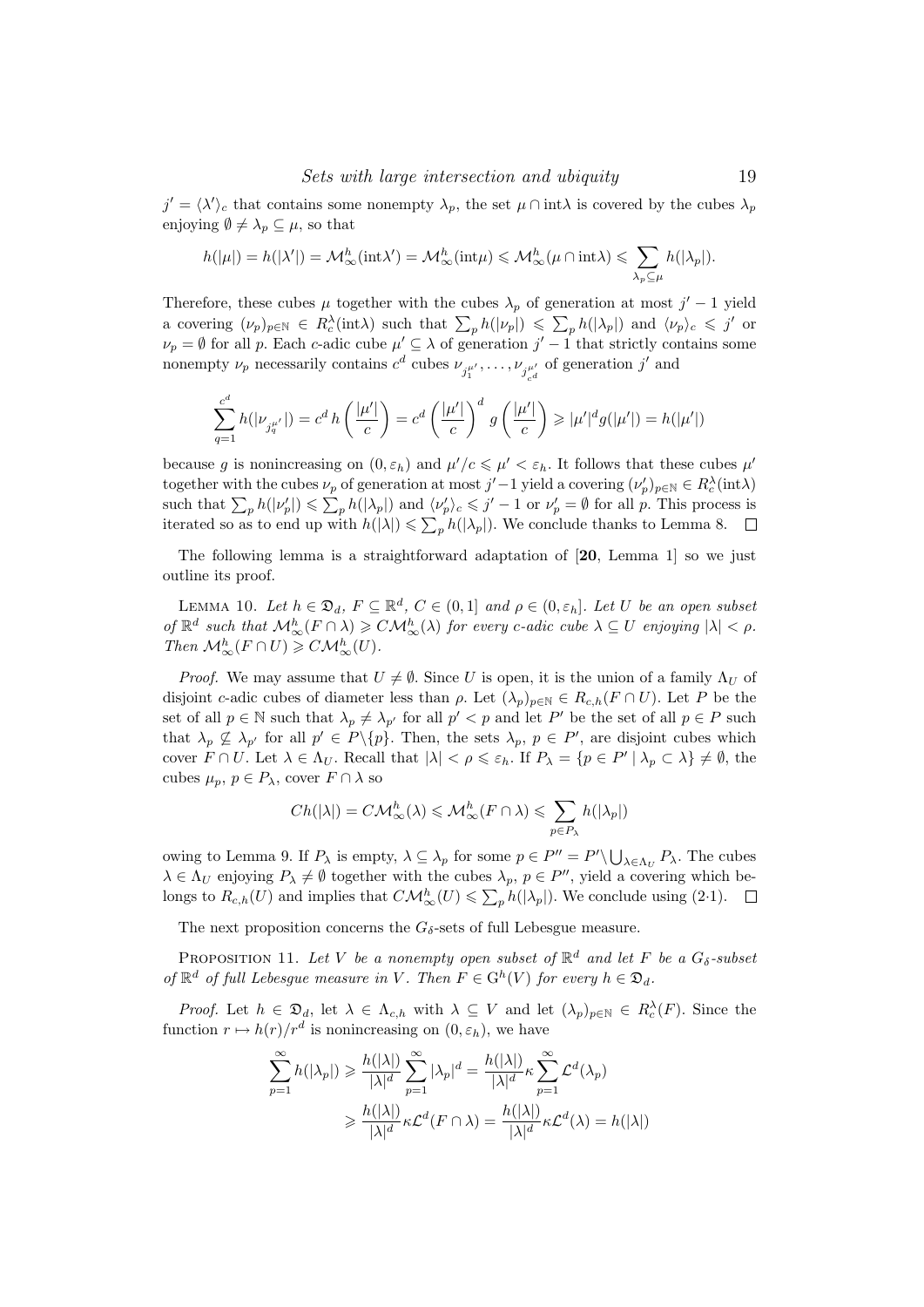$j' = \langle \lambda' \rangle_c$ that contains some nonempty $\lambda_p$, the set $\mu \cap \mathrm{int}\lambda$ is covered by the cubes $\lambda_p$ enjoying $\emptyset \neq \lambda_p \subseteq \mu$, so that

$$h(|\mu|) = h(|\lambda'|) = \mathcal{M}^h_\infty(\mathrm{int}\lambda') = \mathcal{M}^h_\infty(\mathrm{int}\mu) \leqslant \mathcal{M}^h_\infty(\mu \cap \mathrm{int}\lambda) \leqslant \sum_{\lambda_p \subseteq \mu} h(|\lambda_p|).$$

Therefore, these cubes $\mu$ together with the cubes $\lambda_p$ of generation at most $j'-1$ yield a covering $(\nu_p)_{p\in\mathbb{N}} \in R^\lambda_c(\mathrm{int}\lambda)$ such that $\sum_p h(|\nu_p|) \leqslant \sum_p h(|\lambda_p|)$ and $\langle \nu_p \rangle_c \leqslant j'$ or $\nu_p = \emptyset$ for all $p$. Each $c$-adic cube $\mu' \subseteq \lambda$ of generation $j'-1$ that strictly contains some nonempty $\nu_p$ necessarily contains $c^d$ cubes $\nu_{j_1^{\mu'}}, \ldots, \nu_{j_{c^d}^{\mu'}}$ of generation $j'$ and

$$\sum_{q=1}^{c^d} h(|\nu_{j_q^{\mu'}}|) = c^d\, h\left(\frac{|\mu'|}{c}\right) = c^d \left(\frac{|\mu'|}{c}\right)^d g\left(\frac{|\mu'|}{c}\right) \geqslant |\mu'|^d g(|\mu'|) = h(|\mu'|)$$

because $g$ is nonincreasing on $(0, \varepsilon_h)$ and $\mu'/c \leqslant \mu' < \varepsilon_h$. It follows that these cubes $\mu'$ together with the cubes $\nu_p$ of generation at most $j'-1$ yield a covering $(\nu'_p)_{p\in\mathbb{N}} \in R^\lambda_c(\mathrm{int}\lambda)$ such that $\sum_p h(|\nu'_p|) \leqslant \sum_p h(|\lambda_p|)$ and $\langle \nu'_p \rangle_c \leqslant j'-1$ or $\nu'_p = \emptyset$ for all $p$. This process is iterated so as to end up with $h(|\lambda|) \leqslant \sum_p h(|\lambda_p|)$. We conclude thanks to Lemma 8. $\square$

The following lemma is a straightforward adaptation of [**20**, Lemma 1] so we just outline its proof.

LEMMA 10. *Let $h \in \mathfrak{D}_d$, $F \subseteq \mathbb{R}^d$, $C \in (0,1]$ and $\rho \in (0, \varepsilon_h]$. Let $U$ be an open subset of $\mathbb{R}^d$ such that $\mathcal{M}^h_\infty(F \cap \lambda) \geqslant C\mathcal{M}^h_\infty(\lambda)$ for every $c$-adic cube $\lambda \subseteq U$ enjoying $|\lambda| < \rho$. Then $\mathcal{M}^h_\infty(F \cap U) \geqslant C\mathcal{M}^h_\infty(U)$.*

*Proof.* We may assume that $U \neq \emptyset$. Since $U$ is open, it is the union of a family $\Lambda_U$ of disjoint $c$-adic cubes of diameter less than $\rho$. Let $(\lambda_p)_{p\in\mathbb{N}} \in R_{c,h}(F \cap U)$. Let $P$ be the set of all $p \in \mathbb{N}$ such that $\lambda_p \neq \lambda_{p'}$ for all $p' < p$ and let $P'$ be the set of all $p \in P$ such that $\lambda_p \not\subseteq \lambda_{p'}$ for all $p' \in P\backslash\{p\}$. Then, the sets $\lambda_p$, $p \in P'$, are disjoint cubes which cover $F \cap U$. Let $\lambda \in \Lambda_U$. Recall that $|\lambda| < \rho \leqslant \varepsilon_h$. If $P_\lambda = \{p \in P' \mid \lambda_p \subset \lambda\} \neq \emptyset$, the cubes $\mu_p$, $p \in P_\lambda$, cover $F \cap \lambda$ so

$$Ch(|\lambda|) = C\mathcal{M}^h_\infty(\lambda) \leqslant \mathcal{M}^h_\infty(F \cap \lambda) \leqslant \sum_{p \in P_\lambda} h(|\lambda_p|)$$

owing to Lemma 9. If $P_\lambda$ is empty, $\lambda \subseteq \lambda_p$ for some $p \in P'' = P' \backslash \bigcup_{\lambda \in \Lambda_U} P_\lambda$. The cubes $\lambda \in \Lambda_U$ enjoying $P_\lambda \neq \emptyset$ together with the cubes $\lambda_p$, $p \in P''$, yield a covering which belongs to $R_{c,h}(U)$ and implies that $C\mathcal{M}^h_\infty(U) \leqslant \sum_p h(|\lambda_p|)$. We conclude using (2·1). $\square$

The next proposition concerns the $G_\delta$-sets of full Lebesgue measure.

PROPOSITION 11. *Let $V$ be a nonempty open subset of $\mathbb{R}^d$ and let $F$ be a $G_\delta$-subset of $\mathbb{R}^d$ of full Lebesgue measure in $V$. Then $F \in \mathrm{G}^h(V)$ for every $h \in \mathfrak{D}_d$.*

*Proof.* Let $h \in \mathfrak{D}_d$, let $\lambda \in \Lambda_{c,h}$ with $\lambda \subseteq V$ and let $(\lambda_p)_{p\in\mathbb{N}} \in R^\lambda_c(F)$. Since the function $r \mapsto h(r)/r^d$ is nonincreasing on $(0, \varepsilon_h)$, we have

$$\begin{aligned}
\sum_{p=1}^\infty h(|\lambda_p|) &\geqslant \frac{h(|\lambda|)}{|\lambda|^d} \sum_{p=1}^\infty |\lambda_p|^d = \frac{h(|\lambda|)}{|\lambda|^d} \kappa \sum_{p=1}^\infty \mathcal{L}^d(\lambda_p) \\
&\geqslant \frac{h(|\lambda|)}{|\lambda|^d} \kappa \mathcal{L}^d(F \cap \lambda) = \frac{h(|\lambda|)}{|\lambda|^d} \kappa \mathcal{L}^d(\lambda) = h(|\lambda|)
\end{aligned}$$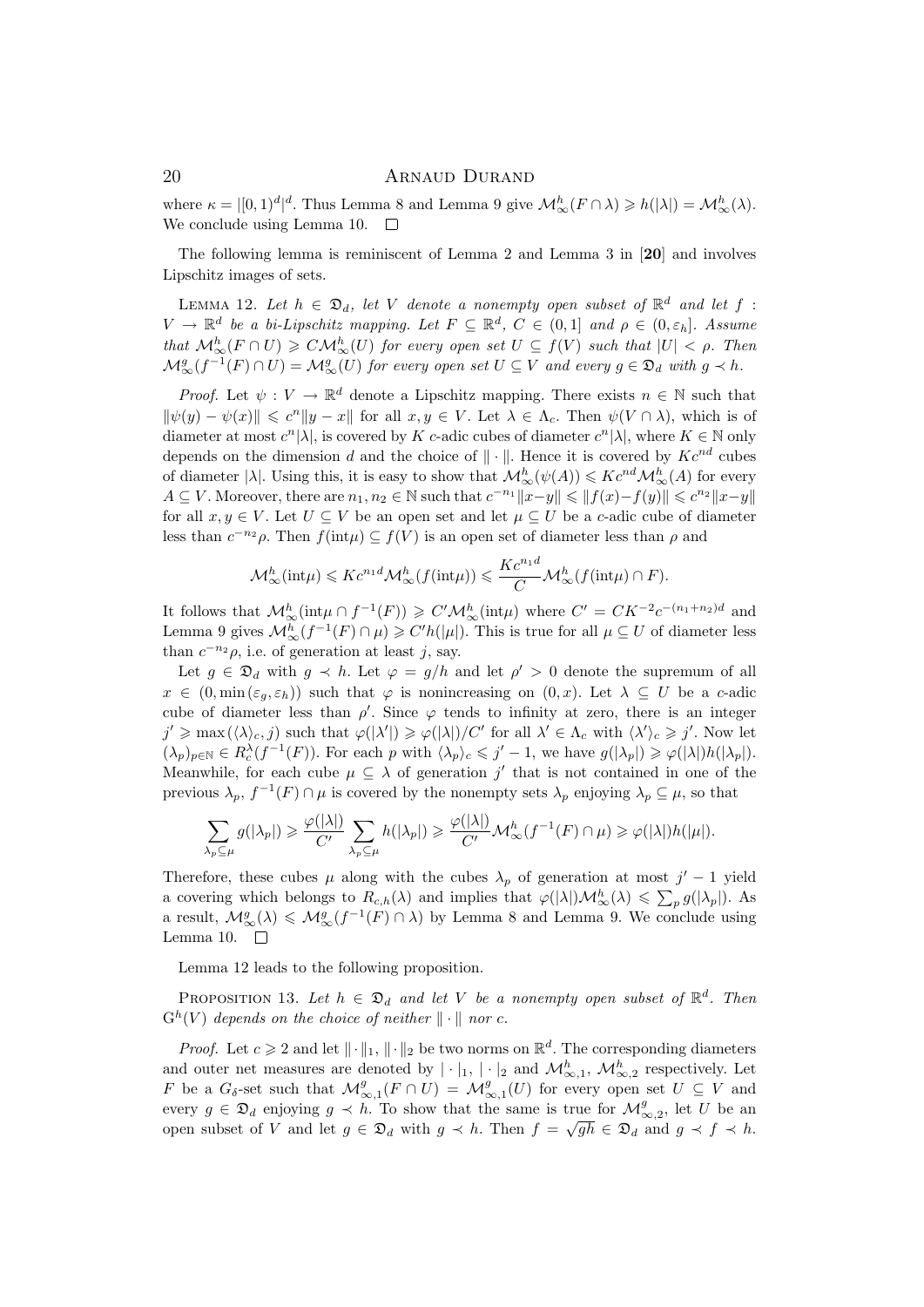where $\kappa = |[0,1)^d|^d$. Thus Lemma 8 and Lemma 9 give $\mathcal{M}^h_\infty(F \cap \lambda) \geqslant h(|\lambda|) = \mathcal{M}^h_\infty(\lambda)$. We conclude using Lemma 10. $\square$

The following lemma is reminiscent of Lemma 2 and Lemma 3 in [**20**] and involves Lipschitz images of sets.

LEMMA 12. *Let $h \in \mathfrak{D}_d$, let $V$ denote a nonempty open subset of $\mathbb{R}^d$ and let $f : V \to \mathbb{R}^d$ be a bi-Lipschitz mapping. Let $F \subseteq \mathbb{R}^d$, $C \in (0,1]$ and $\rho \in (0, \varepsilon_h]$. Assume that $\mathcal{M}^h_\infty(F \cap U) \geqslant C\mathcal{M}^h_\infty(U)$ for every open set $U \subseteq f(V)$ such that $|U| < \rho$. Then $\mathcal{M}^g_\infty(f^{-1}(F) \cap U) = \mathcal{M}^g_\infty(U)$ for every open set $U \subseteq V$ and every $g \in \mathfrak{D}_d$ with $g \prec h$.*

*Proof.* Let $\psi : V \to \mathbb{R}^d$ denote a Lipschitz mapping. There exists $n \in \mathbb{N}$ such that $\|\psi(y) - \psi(x)\| \leqslant c^n \|y - x\|$ for all $x, y \in V$. Let $\lambda \in \Lambda_c$. Then $\psi(V \cap \lambda)$, which is of diameter at most $c^n|\lambda|$, is covered by $K$ $c$-adic cubes of diameter $c^n|\lambda|$, where $K \in \mathbb{N}$ only depends on the dimension $d$ and the choice of $\|\cdot\|$. Hence it is covered by $Kc^{nd}$ cubes of diameter $|\lambda|$. Using this, it is easy to show that $\mathcal{M}^h_\infty(\psi(A)) \leqslant Kc^{nd}\mathcal{M}^h_\infty(A)$ for every $A \subseteq V$. Moreover, there are $n_1, n_2 \in \mathbb{N}$ such that $c^{-n_1}\|x-y\| \leqslant \|f(x)-f(y)\| \leqslant c^{n_2}\|x-y\|$ for all $x, y \in V$. Let $U \subseteq V$ be an open set and let $\mu \subseteq U$ be a $c$-adic cube of diameter less than $c^{-n_2}\rho$. Then $f(\mathrm{int}\mu) \subseteq f(V)$ is an open set of diameter less than $\rho$ and

$$\mathcal{M}^h_\infty(\mathrm{int}\mu) \leqslant Kc^{n_1 d}\mathcal{M}^h_\infty(f(\mathrm{int}\mu)) \leqslant \frac{Kc^{n_1 d}}{C}\mathcal{M}^h_\infty(f(\mathrm{int}\mu) \cap F).$$

It follows that $\mathcal{M}^h_\infty(\mathrm{int}\mu \cap f^{-1}(F)) \geqslant C'\mathcal{M}^h_\infty(\mathrm{int}\mu)$ where $C' = CK^{-2}c^{-(n_1+n_2)d}$ and Lemma 9 gives $\mathcal{M}^h_\infty(f^{-1}(F) \cap \mu) \geqslant C'h(|\mu|)$. This is true for all $\mu \subseteq U$ of diameter less than $c^{-n_2}\rho$, i.e. of generation at least $j$, say.

Let $g \in \mathfrak{D}_d$ with $g \prec h$. Let $\varphi = g/h$ and let $\rho' > 0$ denote the supremum of all $x \in (0, \min(\varepsilon_g, \varepsilon_h))$ such that $\varphi$ is nonincreasing on $(0, x)$. Let $\lambda \subseteq U$ be a $c$-adic cube of diameter less than $\rho'$. Since $\varphi$ tends to infinity at zero, there is an integer $j' \geqslant \max(\langle\lambda\rangle_c, j)$ such that $\varphi(|\lambda'|) \geqslant \varphi(|\lambda|)/C'$ for all $\lambda' \in \Lambda_c$ with $\langle\lambda'\rangle_c \geqslant j'$. Now let $(\lambda_p)_{p\in\mathbb{N}} \in R^\lambda_c(f^{-1}(F))$. For each $p$ with $\langle\lambda_p\rangle_c \leqslant j' - 1$, we have $g(|\lambda_p|) \geqslant \varphi(|\lambda|)h(|\lambda_p|)$. Meanwhile, for each cube $\mu \subseteq \lambda$ of generation $j'$ that is not contained in one of the previous $\lambda_p$, $f^{-1}(F) \cap \mu$ is covered by the nonempty sets $\lambda_p$ enjoying $\lambda_p \subseteq \mu$, so that

$$\sum_{\lambda_p \subseteq \mu} g(|\lambda_p|) \geqslant \frac{\varphi(|\lambda|)}{C'} \sum_{\lambda_p \subseteq \mu} h(|\lambda_p|) \geqslant \frac{\varphi(|\lambda|)}{C'}\mathcal{M}^h_\infty(f^{-1}(F) \cap \mu) \geqslant \varphi(|\lambda|)h(|\mu|).$$

Therefore, these cubes $\mu$ along with the cubes $\lambda_p$ of generation at most $j' - 1$ yield a covering which belongs to $R_{c,h}(\lambda)$ and implies that $\varphi(|\lambda|)\mathcal{M}^h_\infty(\lambda) \leqslant \sum_p g(|\lambda_p|)$. As a result, $\mathcal{M}^g_\infty(\lambda) \leqslant \mathcal{M}^g_\infty(f^{-1}(F) \cap \lambda)$ by Lemma 8 and Lemma 9. We conclude using Lemma 10. $\square$

Lemma 12 leads to the following proposition.

PROPOSITION 13. *Let $h \in \mathfrak{D}_d$ and let $V$ be a nonempty open subset of $\mathbb{R}^d$. Then $\mathrm{G}^h(V)$ depends on the choice of neither $\|\cdot\|$ nor $c$.*

*Proof.* Let $c \geqslant 2$ and let $\|\cdot\|_1$, $\|\cdot\|_2$ be two norms on $\mathbb{R}^d$. The corresponding diameters and outer net measures are denoted by $|\cdot|_1$, $|\cdot|_2$ and $\mathcal{M}^h_{\infty,1}$, $\mathcal{M}^h_{\infty,2}$ respectively. Let $F$ be a $G_\delta$-set such that $\mathcal{M}^g_{\infty,1}(F \cap U) = \mathcal{M}^g_{\infty,1}(U)$ for every open set $U \subseteq V$ and every $g \in \mathfrak{D}_d$ enjoying $g \prec h$. To show that the same is true for $\mathcal{M}^g_{\infty,2}$, let $U$ be an open subset of $V$ and let $g \in \mathfrak{D}_d$ with $g \prec h$. Then $f = \sqrt{gh} \in \mathfrak{D}_d$ and $g \prec f \prec h$.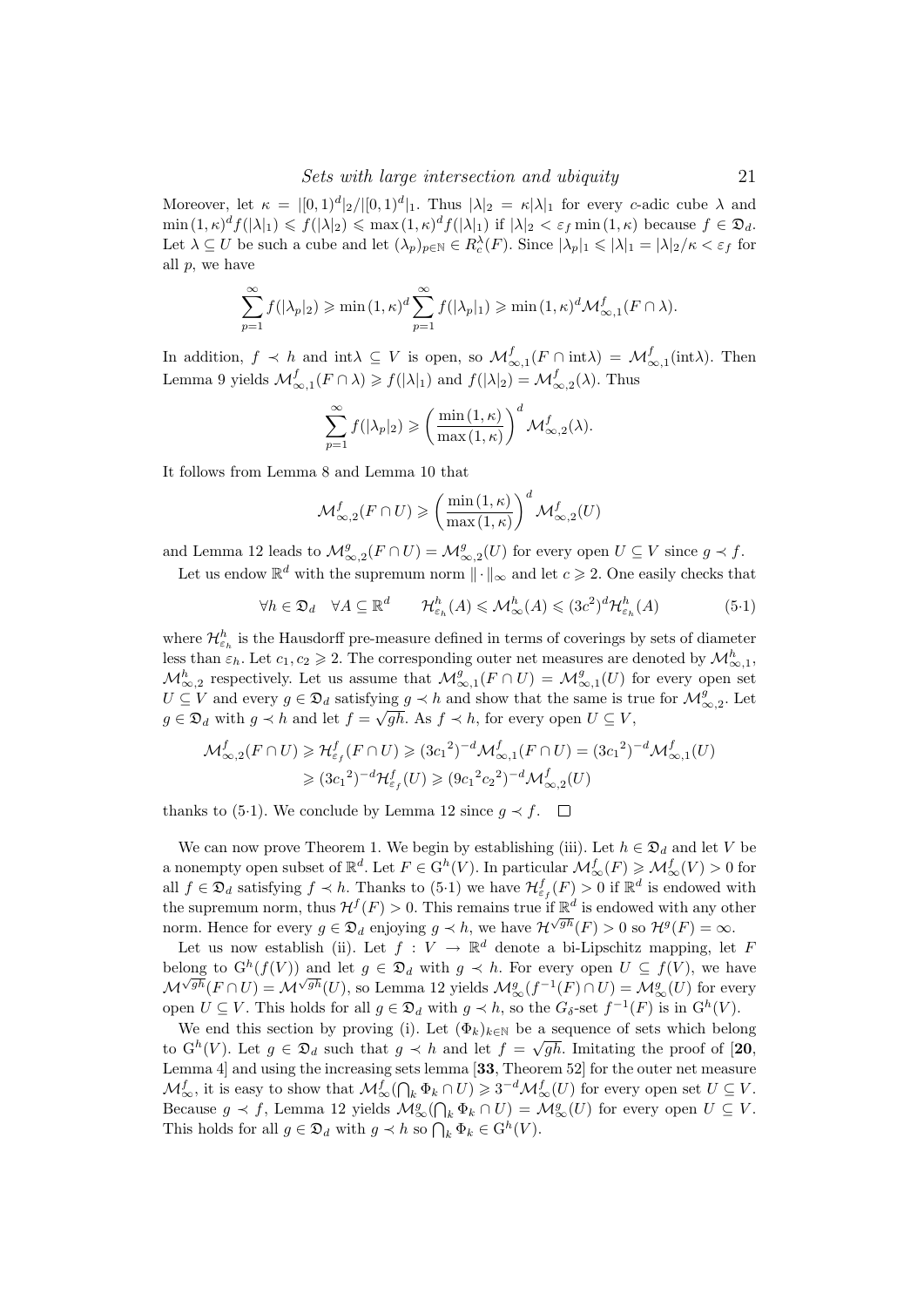Moreover, let $\kappa = |[0,1)^d|_2/|[0,1)^d|_1$. Thus $|\lambda|_2 = \kappa|\lambda|_1$ for every $c$-adic cube $\lambda$ and $\min(1,\kappa)^d f(|\lambda|_1) \leqslant f(|\lambda|_2) \leqslant \max(1,\kappa)^d f(|\lambda|_1)$ if $|\lambda|_2 < \varepsilon_f \min(1,\kappa)$ because $f \in \mathfrak{D}_d$. Let $\lambda \subseteq U$ be such a cube and let $(\lambda_p)_{p\in\mathbb{N}} \in R_c^\lambda(F)$. Since $|\lambda_p|_1 \leqslant |\lambda|_1 = |\lambda|_2/\kappa < \varepsilon_f$ for all $p$, we have

$$\sum_{p=1}^{\infty} f(|\lambda_p|_2) \geqslant \min(1,\kappa)^d \sum_{p=1}^{\infty} f(|\lambda_p|_1) \geqslant \min(1,\kappa)^d \mathcal{M}^f_{\infty,1}(F\cap\lambda).$$

In addition, $f \prec h$ and $\mathrm{int}\lambda \subseteq V$ is open, so $\mathcal{M}^f_{\infty,1}(F\cap \mathrm{int}\lambda) = \mathcal{M}^f_{\infty,1}(\mathrm{int}\lambda)$. Then Lemma 9 yields $\mathcal{M}^f_{\infty,1}(F\cap\lambda) \geqslant f(|\lambda|_1)$ and $f(|\lambda|_2) = \mathcal{M}^f_{\infty,2}(\lambda)$. Thus

$$\sum_{p=1}^{\infty} f(|\lambda_p|_2) \geqslant \left(\frac{\min(1,\kappa)}{\max(1,\kappa)}\right)^d \mathcal{M}^f_{\infty,2}(\lambda).$$

It follows from Lemma 8 and Lemma 10 that

$$\mathcal{M}^f_{\infty,2}(F\cap U) \geqslant \left(\frac{\min(1,\kappa)}{\max(1,\kappa)}\right)^d \mathcal{M}^f_{\infty,2}(U)$$

and Lemma 12 leads to $\mathcal{M}^g_{\infty,2}(F\cap U) = \mathcal{M}^g_{\infty,2}(U)$ for every open $U \subseteq V$ since $g \prec f$.

Let us endow $\mathbb{R}^d$ with the supremum norm $\|\cdot\|_\infty$ and let $c \geqslant 2$. One easily checks that

$$\forall h \in \mathfrak{D}_d \quad \forall A \subseteq \mathbb{R}^d \qquad \mathcal{H}^h_{\varepsilon_h}(A) \leqslant \mathcal{M}^h_\infty(A) \leqslant (3c^2)^d \mathcal{H}^h_{\varepsilon_h}(A) \tag{5·1}$$

where $\mathcal{H}^h_{\varepsilon_h}$ is the Hausdorff pre-measure defined in terms of coverings by sets of diameter less than $\varepsilon_h$. Let $c_1, c_2 \geqslant 2$. The corresponding outer net measures are denoted by $\mathcal{M}^h_{\infty,1}$, $\mathcal{M}^h_{\infty,2}$ respectively. Let us assume that $\mathcal{M}^g_{\infty,1}(F\cap U) = \mathcal{M}^g_{\infty,1}(U)$ for every open set $U \subseteq V$ and every $g \in \mathfrak{D}_d$ satisfying $g \prec h$ and show that the same is true for $\mathcal{M}^g_{\infty,2}$. Let $g \in \mathfrak{D}_d$ with $g \prec h$ and let $f = \sqrt{gh}$. As $f \prec h$, for every open $U \subseteq V$,

$$\begin{aligned}
\mathcal{M}^f_{\infty,2}(F\cap U) &\geqslant \mathcal{H}^f_{\varepsilon_f}(F\cap U) \geqslant (3{c_1}^2)^{-d}\mathcal{M}^f_{\infty,1}(F\cap U) = (3{c_1}^2)^{-d}\mathcal{M}^f_{\infty,1}(U) \\
&\geqslant (3{c_1}^2)^{-d}\mathcal{H}^f_{\varepsilon_f}(U) \geqslant (9{c_1}^2{c_2}^2)^{-d}\mathcal{M}^f_{\infty,2}(U)
\end{aligned}$$

thanks to (5·1). We conclude by Lemma 12 since $g \prec f$. $\square$

We can now prove Theorem 1. We begin by establishing (iii). Let $h \in \mathfrak{D}_d$ and let $V$ be a nonempty open subset of $\mathbb{R}^d$. Let $F \in \mathrm{G}^h(V)$. In particular $\mathcal{M}^f_\infty(F) \geqslant \mathcal{M}^f_\infty(V) > 0$ for all $f \in \mathfrak{D}_d$ satisfying $f \prec h$. Thanks to (5·1) we have $\mathcal{H}^f_{\varepsilon_f}(F) > 0$ if $\mathbb{R}^d$ is endowed with the supremum norm, thus $\mathcal{H}^f(F) > 0$. This remains true if $\mathbb{R}^d$ is endowed with any other norm. Hence for every $g \in \mathfrak{D}_d$ enjoying $g \prec h$, we have $\mathcal{H}^{\sqrt{gh}}(F) > 0$ so $\mathcal{H}^g(F) = \infty$.

Let us now establish (ii). Let $f : V \to \mathbb{R}^d$ denote a bi-Lipschitz mapping, let $F$ belong to $\mathrm{G}^h(f(V))$ and let $g \in \mathfrak{D}_d$ with $g \prec h$. For every open $U \subseteq f(V)$, we have $\mathcal{M}^{\sqrt{gh}}(F\cap U) = \mathcal{M}^{\sqrt{gh}}(U)$, so Lemma 12 yields $\mathcal{M}^g_\infty(f^{-1}(F)\cap U) = \mathcal{M}^g_\infty(U)$ for every open $U \subseteq V$. This holds for all $g \in \mathfrak{D}_d$ with $g \prec h$, so the $G_\delta$-set $f^{-1}(F)$ is in $\mathrm{G}^h(V)$.

We end this section by proving (i). Let $(\Phi_k)_{k\in\mathbb{N}}$ be a sequence of sets which belong to $\mathrm{G}^h(V)$. Let $g \in \mathfrak{D}_d$ such that $g \prec h$ and let $f = \sqrt{gh}$. Imitating the proof of [**20**, Lemma 4] and using the increasing sets lemma [**33**, Theorem 52] for the outer net measure $\mathcal{M}^f_\infty$, it is easy to show that $\mathcal{M}^f_\infty(\bigcap_k \Phi_k \cap U) \geqslant 3^{-d}\mathcal{M}^f_\infty(U)$ for every open set $U \subseteq V$. Because $g \prec f$, Lemma 12 yields $\mathcal{M}^g_\infty(\bigcap_k \Phi_k \cap U) = \mathcal{M}^g_\infty(U)$ for every open $U \subseteq V$. This holds for all $g \in \mathfrak{D}_d$ with $g \prec h$ so $\bigcap_k \Phi_k \in \mathrm{G}^h(V)$.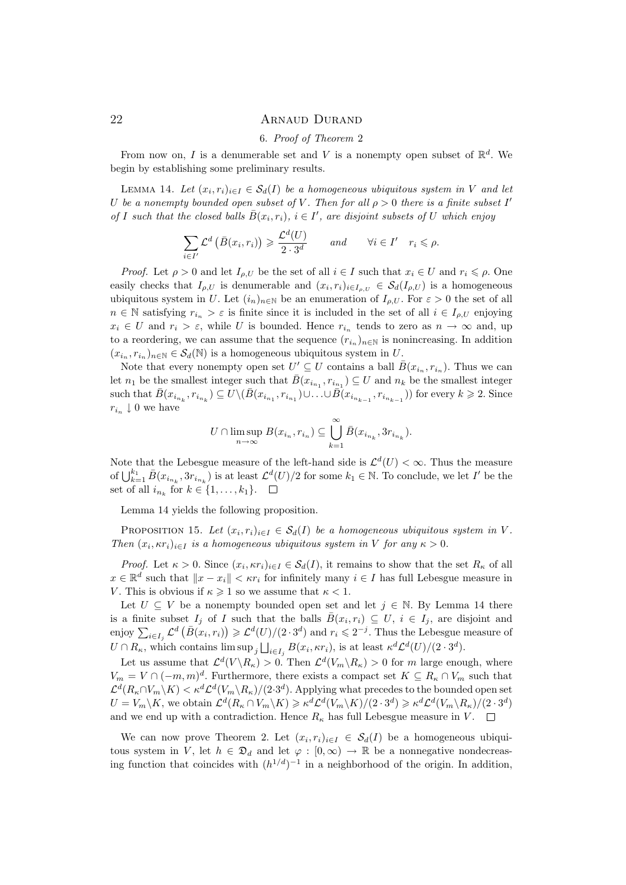## 6. *Proof of Theorem* 2

From now on, $I$ is a denumerable set and $V$ is a nonempty open subset of $\mathbb{R}^d$. We begin by establishing some preliminary results.

LEMMA 14. *Let $(x_i,r_i)_{i\in I}\in\mathcal{S}_d(I)$ be a homogeneous ubiquitous system in $V$ and let $U$ be a nonempty bounded open subset of $V$. Then for all $\rho>0$ there is a finite subset $I'$ of $I$ such that the closed balls $\bar{B}(x_i,r_i)$, $i\in I'$, are disjoint subsets of $U$ which enjoy*

$$\sum_{i\in I'}\mathcal{L}^d\left(\bar{B}(x_i,r_i)\right)\geqslant\frac{\mathcal{L}^d(U)}{2\cdot 3^d}\qquad\text{and}\qquad\forall i\in I'\quad r_i\leqslant\rho.$$

*Proof.* Let $\rho>0$ and let $I_{\rho,U}$ be the set of all $i\in I$ such that $x_i\in U$ and $r_i\leqslant\rho$. One easily checks that $I_{\rho,U}$ is denumerable and $(x_i,r_i)_{i\in I_{\rho,U}}\in\mathcal{S}_d(I_{\rho,U})$ is a homogeneous ubiquitous system in $U$. Let $(i_n)_{n\in\mathbb{N}}$ be an enumeration of $I_{\rho,U}$. For $\varepsilon>0$ the set of all $n\in\mathbb{N}$ satisfying $r_{i_n}>\varepsilon$ is finite since it is included in the set of all $i\in I_{\rho,U}$ enjoying $x_i\in U$ and $r_i>\varepsilon$, while $U$ is bounded. Hence $r_{i_n}$ tends to zero as $n\to\infty$ and, up to a reordering, we can assume that the sequence $(r_{i_n})_{n\in\mathbb{N}}$ is nonincreasing. In addition $(x_{i_n},r_{i_n})_{n\in\mathbb{N}}\in\mathcal{S}_d(\mathbb{N})$ is a homogeneous ubiquitous system in $U$.

Note that every nonempty open set $U'\subseteq U$ contains a ball $\bar{B}(x_{i_n},r_{i_n})$. Thus we can let $n_1$ be the smallest integer such that $\bar{B}(x_{i_{n_1}},r_{i_{n_1}})\subseteq U$ and $n_k$ be the smallest integer such that $\bar{B}(x_{i_{n_k}},r_{i_{n_k}})\subseteq U\backslash(\bar{B}(x_{i_{n_1}},r_{i_{n_1}})\cup\ldots\cup\bar{B}(x_{i_{n_{k-1}}},r_{i_{n_{k-1}}}))$ for every $k\geqslant 2$. Since $r_{i_n}\downarrow 0$ we have

$$U\cap\limsup_{n\to\infty}B(x_{i_n},r_{i_n})\subseteq\bigcup_{k=1}^{\infty}\bar{B}(x_{i_{n_k}},3r_{i_{n_k}}).$$

Note that the Lebesgue measure of the left-hand side is $\mathcal{L}^d(U)<\infty$. Thus the measure of $\bigcup_{k=1}^{k_1}\bar{B}(x_{i_{n_k}},3r_{i_{n_k}})$ is at least $\mathcal{L}^d(U)/2$ for some $k_1\in\mathbb{N}$. To conclude, we let $I'$ be the set of all $i_{n_k}$ for $k\in\{1,\ldots,k_1\}$. $\square$

Lemma 14 yields the following proposition.

PROPOSITION 15. *Let $(x_i,r_i)_{i\in I}\in\mathcal{S}_d(I)$ be a homogeneous ubiquitous system in $V$. Then $(x_i,\kappa r_i)_{i\in I}$ is a homogeneous ubiquitous system in $V$ for any $\kappa>0$.*

*Proof.* Let $\kappa>0$. Since $(x_i,\kappa r_i)_{i\in I}\in\mathcal{S}_d(I)$, it remains to show that the set $R_\kappa$ of all $x\in\mathbb{R}^d$ such that $\|x-x_i\|<\kappa r_i$ for infinitely many $i\in I$ has full Lebesgue measure in $V$. This is obvious if $\kappa\geqslant 1$ so we assume that $\kappa<1$.

Let $U\subseteq V$ be a nonempty bounded open set and let $j\in\mathbb{N}$. By Lemma 14 there is a finite subset $I_j$ of $I$ such that the balls $\bar{B}(x_i,r_i)\subseteq U$, $i\in I_j$, are disjoint and enjoy $\sum_{i\in I_j}\mathcal{L}^d\left(\bar{B}(x_i,r_i)\right)\geqslant\mathcal{L}^d(U)/(2\cdot 3^d)$ and $r_i\leqslant 2^{-j}$. Thus the Lebesgue measure of $U\cap R_\kappa$, which contains $\limsup_j\bigsqcup_{i\in I_j}B(x_i,\kappa r_i)$, is at least $\kappa^d\mathcal{L}^d(U)/(2\cdot 3^d)$.

Let us assume that $\mathcal{L}^d(V\backslash R_\kappa)>0$. Then $\mathcal{L}^d(V_m\backslash R_\kappa)>0$ for $m$ large enough, where $V_m=V\cap(-m,m)^d$. Furthermore, there exists a compact set $K\subseteq R_\kappa\cap V_m$ such that $\mathcal{L}^d(R_\kappa\cap V_m\backslash K)<\kappa^d\mathcal{L}^d(V_m\backslash R_\kappa)/(2\cdot 3^d)$. Applying what precedes to the bounded open set $U=V_m\backslash K$, we obtain $\mathcal{L}^d(R_\kappa\cap V_m\backslash K)\geqslant\kappa^d\mathcal{L}^d(V_m\backslash K)/(2\cdot 3^d)\geqslant\kappa^d\mathcal{L}^d(V_m\backslash R_\kappa)/(2\cdot 3^d)$ and we end up with a contradiction. Hence $R_\kappa$ has full Lebesgue measure in $V$. $\square$

We can now prove Theorem 2. Let $(x_i,r_i)_{i\in I}\in\mathcal{S}_d(I)$ be a homogeneous ubiquitous system in $V$, let $h\in\mathfrak{D}_d$ and let $\varphi:[0,\infty)\to\mathbb{R}$ be a nonnegative nondecreasing function that coincides with $(h^{1/d})^{-1}$ in a neighborhood of the origin. In addition,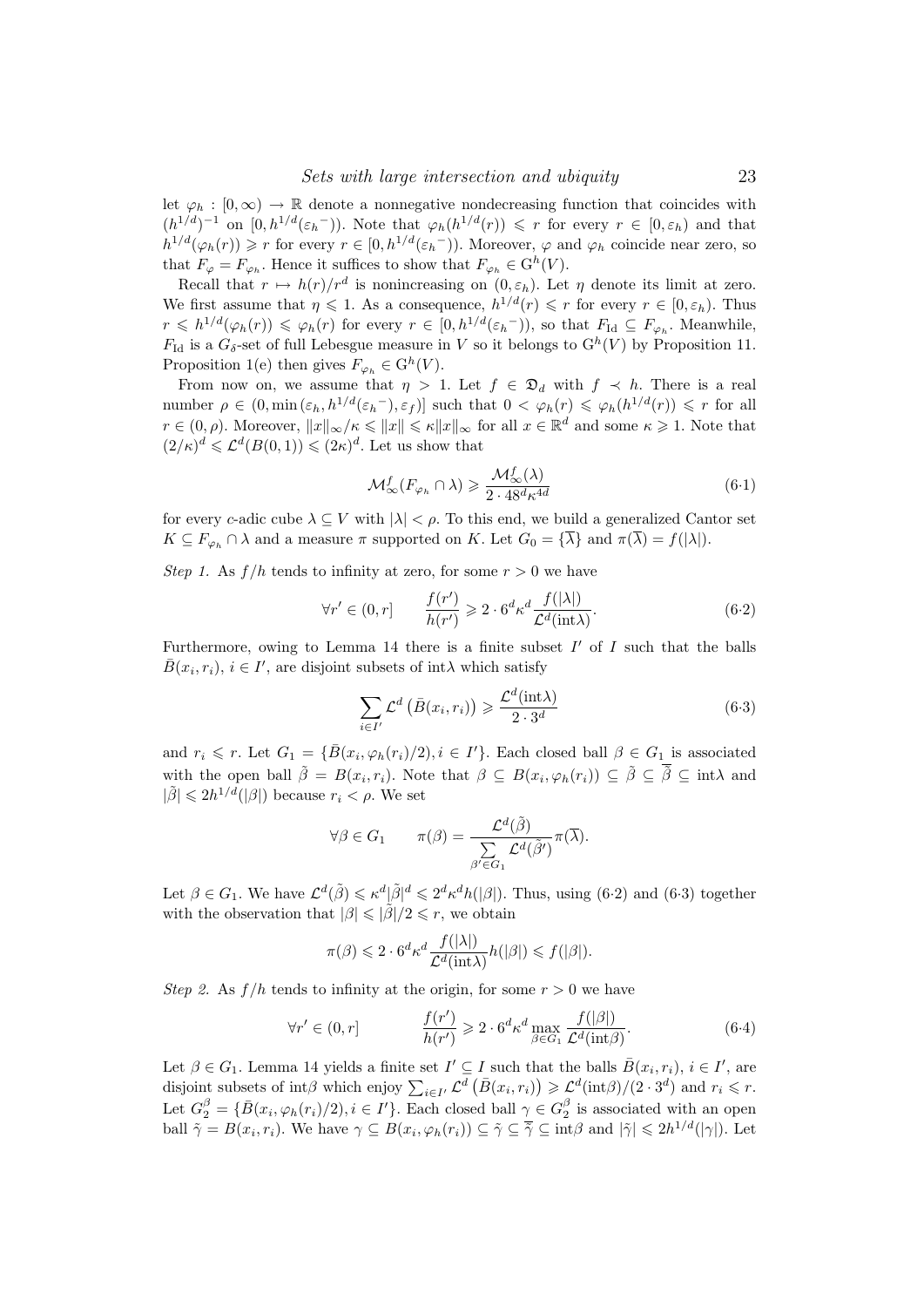let $\varphi_h : [0, \infty) \to \mathbb{R}$ denote a nonnegative nondecreasing function that coincides with $(h^{1/d})^{-1}$ on $[0, h^{1/d}(\varepsilon_h{}^-))$. Note that $\varphi_h(h^{1/d}(r)) \leqslant r$ for every $r \in [0, \varepsilon_h)$ and that $h^{1/d}(\varphi_h(r)) \geqslant r$ for every $r \in [0, h^{1/d}(\varepsilon_h{}^-))$. Moreover, $\varphi$ and $\varphi_h$ coincide near zero, so that $F_\varphi = F_{\varphi_h}$. Hence it suffices to show that $F_{\varphi_h} \in \mathrm{G}^h(V)$.

Recall that $r \mapsto h(r)/r^d$ is nonincreasing on $(0, \varepsilon_h)$. Let $\eta$ denote its limit at zero. We first assume that $\eta \leqslant 1$. As a consequence, $h^{1/d}(r) \leqslant r$ for every $r \in [0, \varepsilon_h)$. Thus $r \leqslant h^{1/d}(\varphi_h(r)) \leqslant \varphi_h(r)$ for every $r \in [0, h^{1/d}(\varepsilon_h{}^-))$, so that $F_{\mathrm{Id}} \subseteq F_{\varphi_h}$. Meanwhile, $F_{\mathrm{Id}}$ is a $G_\delta$-set of full Lebesgue measure in $V$ so it belongs to $\mathrm{G}^h(V)$ by Proposition 11. Proposition 1(e) then gives $F_{\varphi_h} \in \mathrm{G}^h(V)$.

From now on, we assume that $\eta > 1$. Let $f \in \mathfrak{D}_d$ with $f \prec h$. There is a real number $\rho \in (0, \min(\varepsilon_h, h^{1/d}(\varepsilon_h{}^-), \varepsilon_f)]$ such that $0 < \varphi_h(r) \leqslant \varphi_h(h^{1/d}(r)) \leqslant r$ for all $r \in (0, \rho)$. Moreover, $\|x\|_\infty/\kappa \leqslant \|x\| \leqslant \kappa \|x\|_\infty$ for all $x \in \mathbb{R}^d$ and some $\kappa \geqslant 1$. Note that $(2/\kappa)^d \leqslant \mathcal{L}^d(B(0,1)) \leqslant (2\kappa)^d$. Let us show that

$$\mathcal{M}^f_\infty(F_{\varphi_h} \cap \lambda) \geqslant \frac{\mathcal{M}^f_\infty(\lambda)}{2 \cdot 48^d \kappa^{4d}} \tag{6·1}$$

for every $c$-adic cube $\lambda \subseteq V$ with $|\lambda| < \rho$. To this end, we build a generalized Cantor set $K \subseteq F_{\varphi_h} \cap \lambda$ and a measure $\pi$ supported on $K$. Let $G_0 = \{\overline{\lambda}\}$ and $\pi(\overline{\lambda}) = f(|\lambda|)$.

*Step 1.* As $f/h$ tends to infinity at zero, for some $r > 0$ we have

$$\forall r' \in (0, r] \qquad \frac{f(r')}{h(r')} \geqslant 2 \cdot 6^d \kappa^d \frac{f(|\lambda|)}{\mathcal{L}^d(\mathrm{int}\lambda)}. \tag{6·2}$$

Furthermore, owing to Lemma 14 there is a finite subset $I'$ of $I$ such that the balls $\bar{B}(x_i, r_i)$, $i \in I'$, are disjoint subsets of $\mathrm{int}\lambda$ which satisfy

$$\sum_{i \in I'} \mathcal{L}^d\left(\bar{B}(x_i, r_i)\right) \geqslant \frac{\mathcal{L}^d(\mathrm{int}\lambda)}{2 \cdot 3^d} \tag{6·3}$$

and $r_i \leqslant r$. Let $G_1 = \{\bar{B}(x_i, \varphi_h(r_i)/2), i \in I'\}$. Each closed ball $\beta \in G_1$ is associated with the open ball $\tilde{\beta} = B(x_i, r_i)$. Note that $\beta \subseteq B(x_i, \varphi_h(r_i)) \subseteq \tilde{\beta} \subseteq \overline{\tilde{\beta}} \subseteq \mathrm{int}\lambda$ and $|\tilde{\beta}| \leqslant 2h^{1/d}(|\beta|)$ because $r_i < \rho$. We set

$$\forall \beta \in G_1 \qquad \pi(\beta) = \frac{\mathcal{L}^d(\tilde{\beta})}{\sum\limits_{\beta' \in G_1} \mathcal{L}^d(\tilde{\beta}')} \pi(\overline{\lambda}).$$

Let $\beta \in G_1$. We have $\mathcal{L}^d(\tilde{\beta}) \leqslant \kappa^d |\tilde{\beta}|^d \leqslant 2^d \kappa^d h(|\beta|)$. Thus, using (6·2) and (6·3) together with the observation that $|\beta| \leqslant |\tilde{\beta}|/2 \leqslant r$, we obtain

$$\pi(\beta) \leqslant 2 \cdot 6^d \kappa^d \frac{f(|\lambda|)}{\mathcal{L}^d(\mathrm{int}\lambda)} h(|\beta|) \leqslant f(|\beta|).$$

*Step 2.* As $f/h$ tends to infinity at the origin, for some $r > 0$ we have

$$\forall r' \in (0, r] \qquad \frac{f(r')}{h(r')} \geqslant 2 \cdot 6^d \kappa^d \max_{\beta \in G_1} \frac{f(|\beta|)}{\mathcal{L}^d(\mathrm{int}\beta)}. \tag{6·4}$$

Let $\beta \in G_1$. Lemma 14 yields a finite set $I' \subseteq I$ such that the balls $\bar{B}(x_i, r_i)$, $i \in I'$, are disjoint subsets of $\mathrm{int}\beta$ which enjoy $\sum_{i \in I'} \mathcal{L}^d\left(\bar{B}(x_i, r_i)\right) \geqslant \mathcal{L}^d(\mathrm{int}\beta)/(2 \cdot 3^d)$ and $r_i \leqslant r$. Let $G_2^\beta = \{\bar{B}(x_i, \varphi_h(r_i)/2), i \in I'\}$. Each closed ball $\gamma \in G_2^\beta$ is associated with an open ball $\tilde{\gamma} = B(x_i, r_i)$. We have $\gamma \subseteq B(x_i, \varphi_h(r_i)) \subseteq \tilde{\gamma} \subseteq \overline{\tilde{\gamma}} \subseteq \mathrm{int}\beta$ and $|\tilde{\gamma}| \leqslant 2h^{1/d}(|\gamma|)$. Let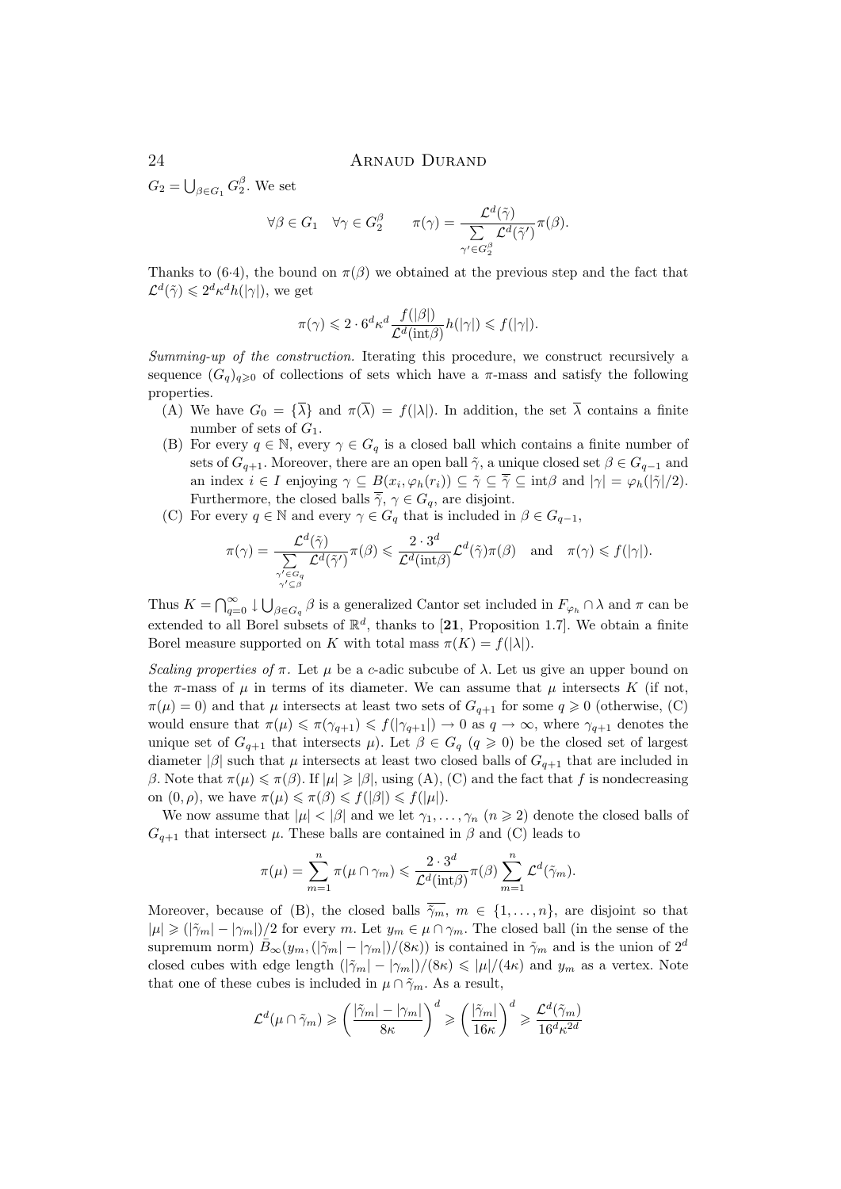$G_2 = \bigcup_{\beta\in G_1} G_2^\beta$. We set

$$\forall \beta \in G_1 \quad \forall \gamma \in G_2^\beta \qquad \pi(\gamma) = \frac{\mathcal{L}^d(\tilde{\gamma})}{\sum\limits_{\gamma'\in G_2^\beta} \mathcal{L}^d(\tilde{\gamma}')}\pi(\beta).$$

Thanks to (6·4), the bound on $\pi(\beta)$ we obtained at the previous step and the fact that $\mathcal{L}^d(\tilde{\gamma}) \leqslant 2^d\kappa^d h(|\gamma|)$, we get

$$\pi(\gamma) \leqslant 2 \cdot 6^d \kappa^d \frac{f(|\beta|)}{\mathcal{L}^d(\mathrm{int}\beta)} h(|\gamma|) \leqslant f(|\gamma|).$$

*Summing-up of the construction.* Iterating this procedure, we construct recursively a sequence $(G_q)_{q\geqslant 0}$ of collections of sets which have a $\pi$-mass and satisfy the following properties.

(A) We have $G_0 = \{\overline{\lambda}\}$ and $\pi(\overline{\lambda}) = f(|\lambda|)$. In addition, the set $\overline{\lambda}$ contains a finite number of sets of $G_1$.

(B) For every $q \in \mathbb{N}$, every $\gamma \in G_q$ is a closed ball which contains a finite number of sets of $G_{q+1}$. Moreover, there are an open ball $\tilde{\gamma}$, a unique closed set $\beta \in G_{q-1}$ and an index $i \in I$ enjoying $\gamma \subseteq B(x_i, \varphi_h(r_i)) \subseteq \tilde{\gamma} \subseteq \overline{\tilde{\gamma}} \subseteq \mathrm{int}\beta$ and $|\gamma| = \varphi_h(|\tilde{\gamma}|/2)$. Furthermore, the closed balls $\overline{\tilde{\gamma}}$, $\gamma \in G_q$, are disjoint.

(C) For every $q \in \mathbb{N}$ and every $\gamma \in G_q$ that is included in $\beta \in G_{q-1}$,

$$\pi(\gamma) = \frac{\mathcal{L}^d(\tilde{\gamma})}{\sum\limits_{\substack{\gamma'\in G_q \\ \gamma'\subseteq\beta}} \mathcal{L}^d(\tilde{\gamma}')}\pi(\beta) \leqslant \frac{2\cdot 3^d}{\mathcal{L}^d(\mathrm{int}\beta)}\mathcal{L}^d(\tilde{\gamma})\pi(\beta) \quad \text{and} \quad \pi(\gamma) \leqslant f(|\gamma|).$$

Thus $K = \bigcap_{q=0}^\infty \downarrow \bigcup_{\beta\in G_q} \beta$ is a generalized Cantor set included in $F_{\varphi_h} \cap \lambda$ and $\pi$ can be extended to all Borel subsets of $\mathbb{R}^d$, thanks to [**21**, Proposition 1.7]. We obtain a finite Borel measure supported on $K$ with total mass $\pi(K) = f(|\lambda|)$.

*Scaling properties of* $\pi$. Let $\mu$ be a $c$-adic subcube of $\lambda$. Let us give an upper bound on the $\pi$-mass of $\mu$ in terms of its diameter. We can assume that $\mu$ intersects $K$ (if not, $\pi(\mu) = 0$) and that $\mu$ intersects at least two sets of $G_{q+1}$ for some $q \geqslant 0$ (otherwise, (C) would ensure that $\pi(\mu) \leqslant \pi(\gamma_{q+1}) \leqslant f(|\gamma_{q+1}|) \to 0$ as $q \to \infty$, where $\gamma_{q+1}$ denotes the unique set of $G_{q+1}$ that intersects $\mu$). Let $\beta \in G_q$ ($q \geqslant 0$) be the closed set of largest diameter $|\beta|$ such that $\mu$ intersects at least two closed balls of $G_{q+1}$ that are included in $\beta$. Note that $\pi(\mu) \leqslant \pi(\beta)$. If $|\mu| \geqslant |\beta|$, using (A), (C) and the fact that $f$ is nondecreasing on $(0, \rho)$, we have $\pi(\mu) \leqslant \pi(\beta) \leqslant f(|\beta|) \leqslant f(|\mu|)$.

We now assume that $|\mu| < |\beta|$ and we let $\gamma_1, \ldots, \gamma_n$ ($n \geqslant 2$) denote the closed balls of $G_{q+1}$ that intersect $\mu$. These balls are contained in $\beta$ and (C) leads to

$$\pi(\mu) = \sum_{m=1}^n \pi(\mu \cap \gamma_m) \leqslant \frac{2\cdot 3^d}{\mathcal{L}^d(\mathrm{int}\beta)}\pi(\beta)\sum_{m=1}^n \mathcal{L}^d(\tilde{\gamma}_m).$$

Moreover, because of (B), the closed balls $\overline{\tilde{\gamma}_m}$, $m \in \{1, \ldots, n\}$, are disjoint so that $|\mu| \geqslant (|\tilde{\gamma}_m| - |\gamma_m|)/2$ for every $m$. Let $y_m \in \mu \cap \gamma_m$. The closed ball (in the sense of the supremum norm) $\bar{B}_\infty(y_m, (|\tilde{\gamma}_m| - |\gamma_m|)/(8\kappa))$ is contained in $\tilde{\gamma}_m$ and is the union of $2^d$ closed cubes with edge length $(|\tilde{\gamma}_m| - |\gamma_m|)/(8\kappa) \leqslant |\mu|/(4\kappa)$ and $y_m$ as a vertex. Note that one of these cubes is included in $\mu \cap \tilde{\gamma}_m$. As a result,

$$\mathcal{L}^d(\mu \cap \tilde{\gamma}_m) \geqslant \left(\frac{|\tilde{\gamma}_m| - |\gamma_m|}{8\kappa}\right)^d \geqslant \left(\frac{|\tilde{\gamma}_m|}{16\kappa}\right)^d \geqslant \frac{\mathcal{L}^d(\tilde{\gamma}_m)}{16^d\kappa^{2d}}$$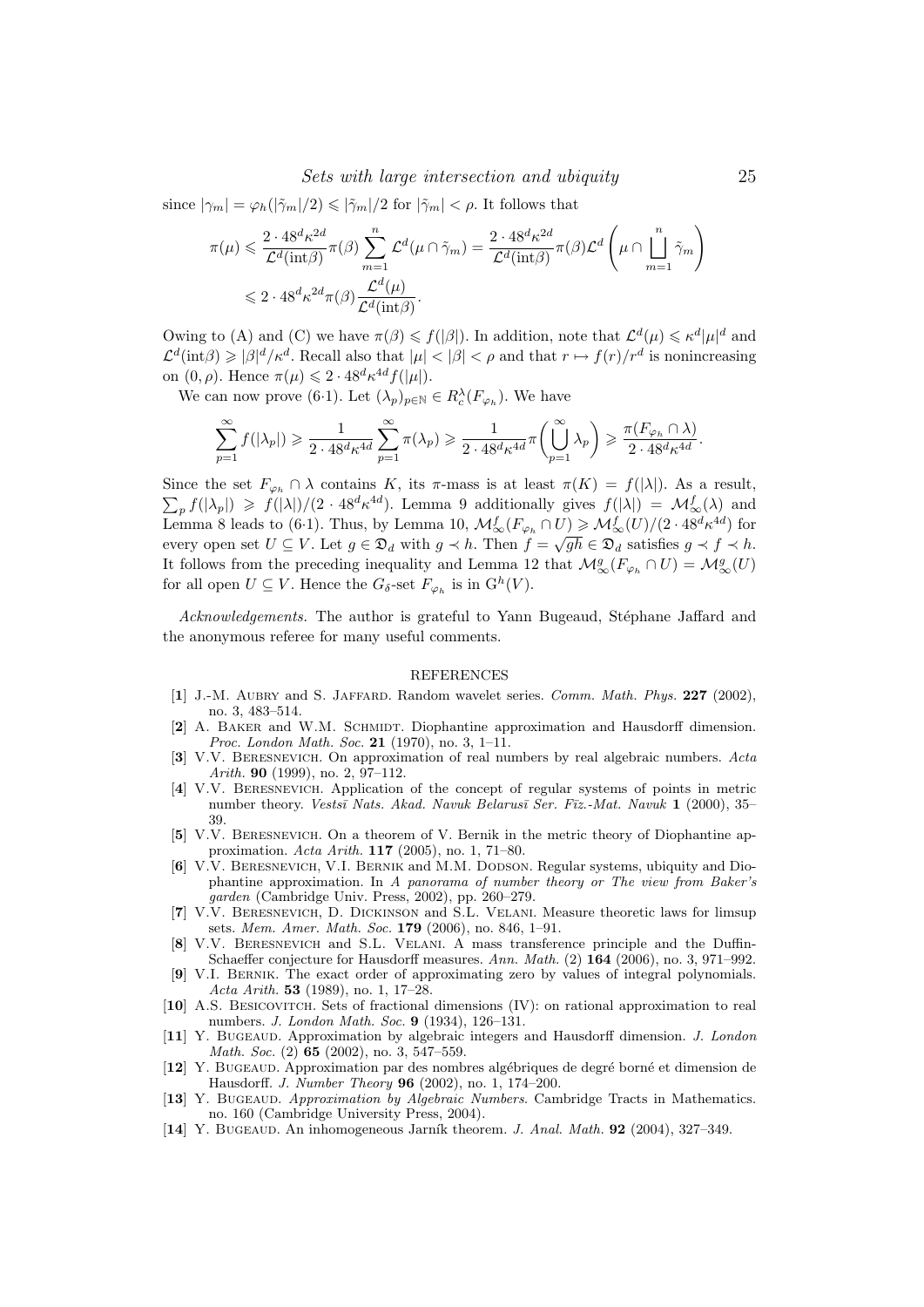since $|\gamma_m| = \varphi_h(|\tilde{\gamma}_m|/2) \leqslant |\tilde{\gamma}_m|/2$ for $|\tilde{\gamma}_m| < \rho$. It follows that

$$\pi(\mu) \leqslant \frac{2 \cdot 48^d \kappa^{2d}}{\mathcal{L}^d(\mathrm{int}\beta)} \pi(\beta) \sum_{m=1}^{n} \mathcal{L}^d(\mu \cap \tilde{\gamma}_m) = \frac{2 \cdot 48^d \kappa^{2d}}{\mathcal{L}^d(\mathrm{int}\beta)} \pi(\beta) \mathcal{L}^d\left(\mu \cap \bigsqcup_{m=1}^{n} \tilde{\gamma}_m\right)$$

$$\leqslant 2 \cdot 48^d \kappa^{2d} \pi(\beta) \frac{\mathcal{L}^d(\mu)}{\mathcal{L}^d(\mathrm{int}\beta)}.$$

Owing to (A) and (C) we have $\pi(\beta) \leqslant f(|\beta|)$. In addition, note that $\mathcal{L}^d(\mu) \leqslant \kappa^d |\mu|^d$ and $\mathcal{L}^d(\mathrm{int}\beta) \geqslant |\beta|^d/\kappa^d$. Recall also that $|\mu| < |\beta| < \rho$ and that $r \mapsto f(r)/r^d$ is nonincreasing on $(0, \rho)$. Hence $\pi(\mu) \leqslant 2 \cdot 48^d \kappa^{4d} f(|\mu|)$.

We can now prove (6·1). Let $(\lambda_p)_{p \in \mathbb{N}} \in R_c^\lambda(F_{\varphi_h})$. We have

$$\sum_{p=1}^{\infty} f(|\lambda_p|) \geqslant \frac{1}{2 \cdot 48^d \kappa^{4d}} \sum_{p=1}^{\infty} \pi(\lambda_p) \geqslant \frac{1}{2 \cdot 48^d \kappa^{4d}} \pi\left(\bigcup_{p=1}^{\infty} \lambda_p\right) \geqslant \frac{\pi(F_{\varphi_h} \cap \lambda)}{2 \cdot 48^d \kappa^{4d}}.$$

Since the set $F_{\varphi_h} \cap \lambda$ contains $K$, its $\pi$-mass is at least $\pi(K) = f(|\lambda|)$. As a result, $\sum_p f(|\lambda_p|) \geqslant f(|\lambda|)/(2 \cdot 48^d \kappa^{4d})$. Lemma 9 additionally gives $f(|\lambda|) = \mathcal{M}_\infty^f(\lambda)$ and Lemma 8 leads to (6·1). Thus, by Lemma 10, $\mathcal{M}_\infty^f(F_{\varphi_h} \cap U) \geqslant \mathcal{M}_\infty^f(U)/(2 \cdot 48^d \kappa^{4d})$ for every open set $U \subseteq V$. Let $g \in \mathfrak{D}_d$ with $g \prec h$. Then $f = \sqrt{gh} \in \mathfrak{D}_d$ satisfies $g \prec f \prec h$. It follows from the preceding inequality and Lemma 12 that $\mathcal{M}_\infty^g(F_{\varphi_h} \cap U) = \mathcal{M}_\infty^g(U)$ for all open $U \subseteq V$. Hence the $G_\delta$-set $F_{\varphi_h}$ is in $\mathrm{G}^h(V)$.

*Acknowledgements.* The author is grateful to Yann Bugeaud, Stéphane Jaffard and the anonymous referee for many useful comments.

## REFERENCES

[**1**] J.-M. Aubry and S. Jaffard. Random wavelet series. *Comm. Math. Phys.* **227** (2002), no. 3, 483–514.

[**2**] A. Baker and W.M. Schmidt. Diophantine approximation and Hausdorff dimension. *Proc. London Math. Soc.* **21** (1970), no. 3, 1–11.

[**3**] V.V. Beresnevich. On approximation of real numbers by real algebraic numbers. *Acta Arith.* **90** (1999), no. 2, 97–112.

[**4**] V.V. Beresnevich. Application of the concept of regular systems of points in metric number theory. *Vestsī Nats. Akad. Navuk Belarusī Ser. Fīz.-Mat. Navuk* **1** (2000), 35–39.

[**5**] V.V. Beresnevich. On a theorem of V. Bernik in the metric theory of Diophantine approximation. *Acta Arith.* **117** (2005), no. 1, 71–80.

[**6**] V.V. Beresnevich, V.I. Bernik and M.M. Dodson. Regular systems, ubiquity and Diophantine approximation. In *A panorama of number theory or The view from Baker's garden* (Cambridge Univ. Press, 2002), pp. 260–279.

[**7**] V.V. Beresnevich, D. Dickinson and S.L. Velani. Measure theoretic laws for limsup sets. *Mem. Amer. Math. Soc.* **179** (2006), no. 846, 1–91.

[**8**] V.V. Beresnevich and S.L. Velani. A mass transference principle and the Duffin-Schaeffer conjecture for Hausdorff measures. *Ann. Math.* (2) **164** (2006), no. 3, 971–992.

[**9**] V.I. Bernik. The exact order of approximating zero by values of integral polynomials. *Acta Arith.* **53** (1989), no. 1, 17–28.

[**10**] A.S. Besicovitch. Sets of fractional dimensions (IV): on rational approximation to real numbers. *J. London Math. Soc.* **9** (1934), 126–131.

[**11**] Y. Bugeaud. Approximation by algebraic integers and Hausdorff dimension. *J. London Math. Soc.* (2) **65** (2002), no. 3, 547–559.

[**12**] Y. Bugeaud. Approximation par des nombres algébriques de degré borné et dimension de Hausdorff. *J. Number Theory* **96** (2002), no. 1, 174–200.

[**13**] Y. Bugeaud. *Approximation by Algebraic Numbers*. Cambridge Tracts in Mathematics. no. 160 (Cambridge University Press, 2004).

[**14**] Y. Bugeaud. An inhomogeneous Jarník theorem. *J. Anal. Math.* **92** (2004), 327–349.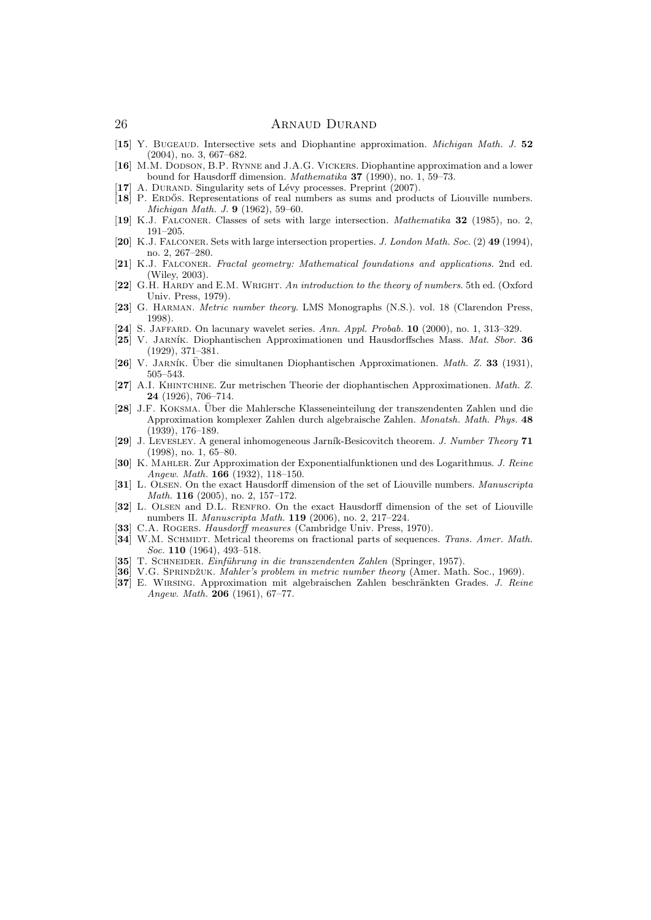[**15**] Y. Bugeaud. Intersective sets and Diophantine approximation. *Michigan Math. J.* **52** (2004), no. 3, 667–682.

[**16**] M.M. Dodson, B.P. Rynne and J.A.G. Vickers. Diophantine approximation and a lower bound for Hausdorff dimension. *Mathematika* **37** (1990), no. 1, 59–73.

[**17**] A. Durand. Singularity sets of Lévy processes. Preprint (2007).

[**18**] P. Erdős. Representations of real numbers as sums and products of Liouville numbers. *Michigan Math. J.* **9** (1962), 59–60.

[**19**] K.J. Falconer. Classes of sets with large intersection. *Mathematika* **32** (1985), no. 2, 191–205.

[**20**] K.J. Falconer. Sets with large intersection properties. *J. London Math. Soc.* (2) **49** (1994), no. 2, 267–280.

[**21**] K.J. Falconer. *Fractal geometry: Mathematical foundations and applications*. 2nd ed. (Wiley, 2003).

[**22**] G.H. Hardy and E.M. Wright. *An introduction to the theory of numbers*. 5th ed. (Oxford Univ. Press, 1979).

[**23**] G. Harman. *Metric number theory*. LMS Monographs (N.S.). vol. 18 (Clarendon Press, 1998).

[**24**] S. Jaffard. On lacunary wavelet series. *Ann. Appl. Probab.* **10** (2000), no. 1, 313–329.

[**25**] V. Jarník. Diophantischen Approximationen und Hausdorffsches Mass. *Mat. Sbor.* **36** (1929), 371–381.

[**26**] V. Jarník. Über die simultanen Diophantischen Approximationen. *Math. Z.* **33** (1931), 505–543.

[**27**] A.I. Khintchine. Zur metrischen Theorie der diophantischen Approximationen. *Math. Z.* **24** (1926), 706–714.

[**28**] J.F. Koksma. Über die Mahlersche Klasseneinteilung der transzendenten Zahlen und die Approximation komplexer Zahlen durch algebraische Zahlen. *Monatsh. Math. Phys.* **48** (1939), 176–189.

[**29**] J. Levesley. A general inhomogeneous Jarník-Besicovitch theorem. *J. Number Theory* **71** (1998), no. 1, 65–80.

[**30**] K. Mahler. Zur Approximation der Exponentialfunktionen und des Logarithmus. *J. Reine Angew. Math.* **166** (1932), 118–150.

[**31**] L. Olsen. On the exact Hausdorff dimension of the set of Liouville numbers. *Manuscripta Math.* **116** (2005), no. 2, 157–172.

[**32**] L. Olsen and D.L. Renfro. On the exact Hausdorff dimension of the set of Liouville numbers II. *Manuscripta Math.* **119** (2006), no. 2, 217–224.

[**33**] C.A. Rogers. *Hausdorff measures* (Cambridge Univ. Press, 1970).

[**34**] W.M. Schmidt. Metrical theorems on fractional parts of sequences. *Trans. Amer. Math. Soc.* **110** (1964), 493–518.

[**35**] T. Schneider. *Einführung in die transzendenten Zahlen* (Springer, 1957).

[**36**] V.G. Sprindžuk. *Mahler's problem in metric number theory* (Amer. Math. Soc., 1969).

[**37**] E. Wirsing. Approximation mit algebraischen Zahlen beschränkten Grades. *J. Reine Angew. Math.* **206** (1961), 67–77.